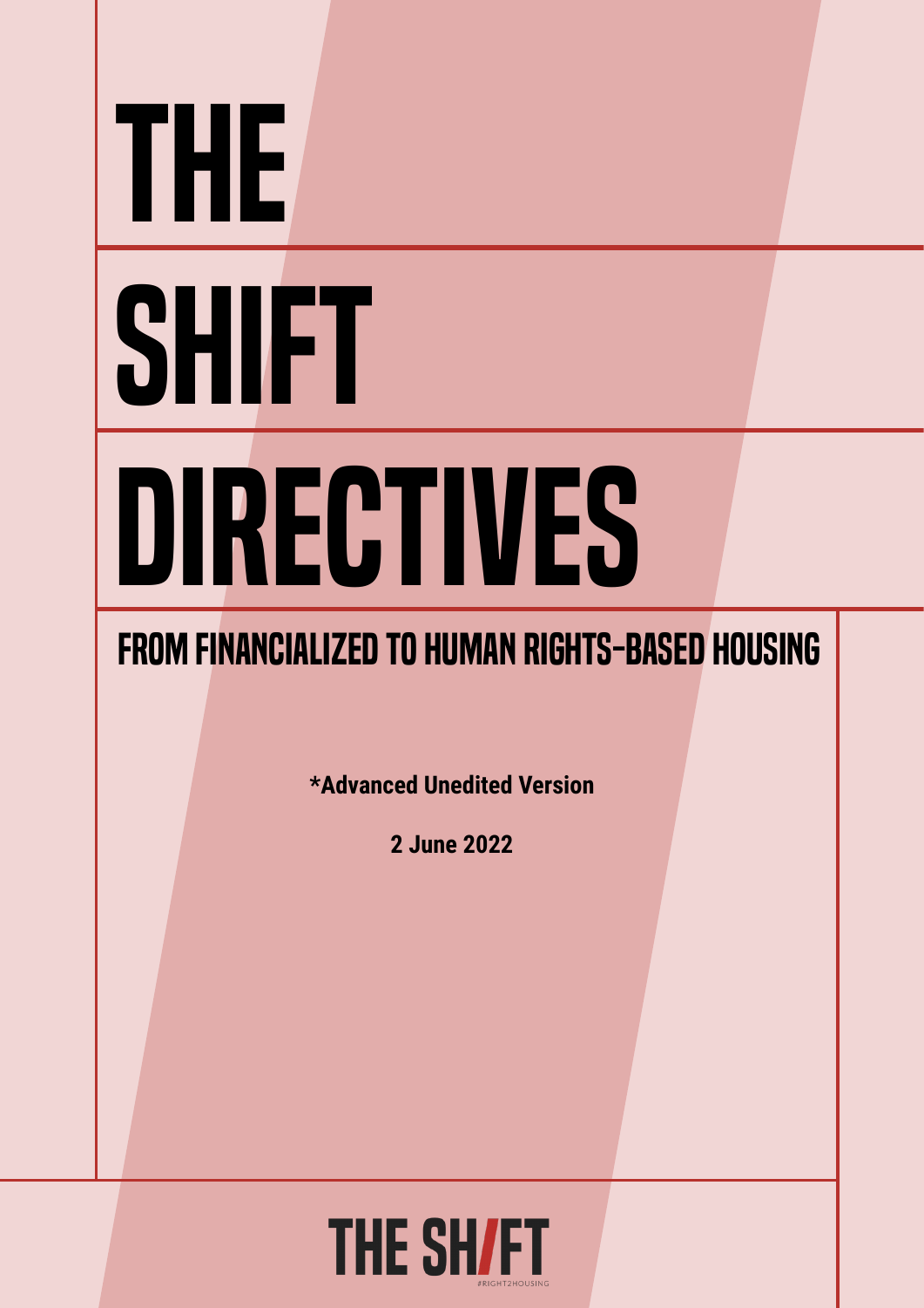# THE SHIFT DIRECTIVES

## FROM FINANCIALIZED TO HUMAN RIGHTS-BASED HOUSING

**\*Advanced Unedited Version**

**2 June 2022**

THE SHIFT

#RIGHT2HOUSING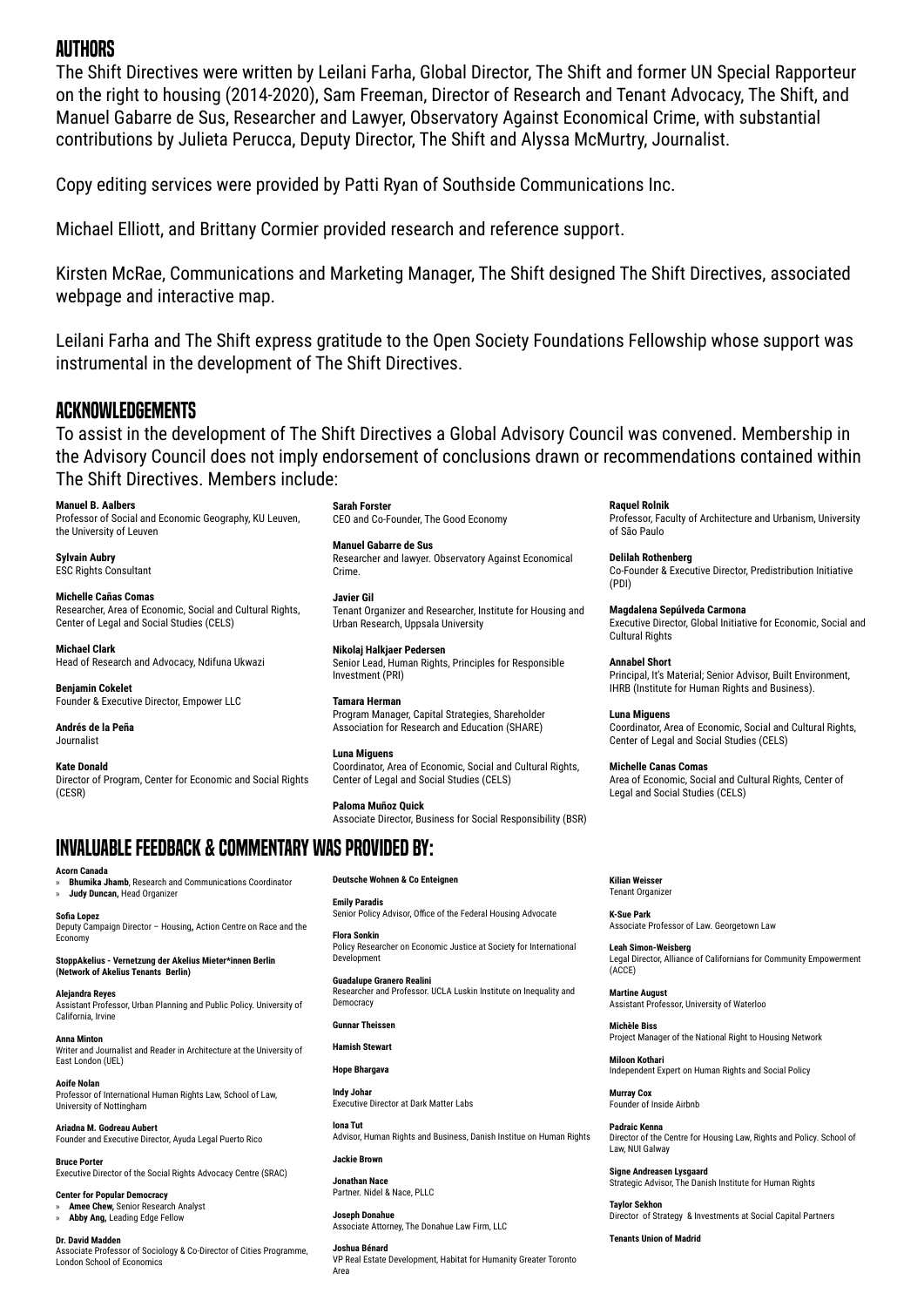## AUTHORS

The Shift Directives were written by Leilani Farha, Global Director, The Shift and former UN Special Rapporteur on the right to housing (2014-2020), Sam Freeman, Director of Research and Tenant Advocacy, The Shift, and Manuel Gabarre de Sus, Researcher and Lawyer, Observatory Against Economical Crime, with substantial contributions by Julieta Perucca, Deputy Director, The Shift and Alyssa McMurtry, Journalist.

Copy editing services were provided by Patti Ryan of Southside Communications Inc.

Michael Elliott, and Brittany Cormier provided research and reference support.

Kirsten McRae, Communications and Marketing Manager, The Shift designed The Shift Directives, associated webpage and interactive map.

Leilani Farha and The Shift express gratitude to the Open Society Foundations Fellowship whose support was instrumental in the development of The Shift Directives.

## ACKNOWLEDGEMENTS

To assist in the development of The Shift Directives a Global Advisory Council was convened. Membership in the Advisory Council does not imply endorsement of conclusions drawn or recommendations contained within The Shift Directives. Members include:

**Manuel B. Aalbers**
Professor of Social and Economic Geography, KU Leuven, the University of Leuven

**Sylvain Aubry**
ESC Rights Consultant

**Michelle Cañas Comas**
Researcher, Area of Economic, Social and Cultural Rights, Center of Legal and Social Studies (CELS)

**Michael Clark**
Head of Research and Advocacy, Ndifuna Ukwazi

**Benjamin Cokelet**
Founder & Executive Director, Empower LLC

**Andrés de la Peña**
Journalist

**Kate Donald**
Director of Program, Center for Economic and Social Rights (CESR)

**Sarah Forster**
CEO and Co-Founder, The Good Economy

**Manuel Gabarre de Sus**
Researcher and lawyer. Observatory Against Economical Crime.

**Javier Gil**
Tenant Organizer and Researcher, Institute for Housing and Urban Research, Uppsala University

**Nikolaj Halkjaer Pedersen**
Senior Lead, Human Rights, Principles for Responsible Investment (PRI)

**Tamara Herman**
Program Manager, Capital Strategies, Shareholder Association for Research and Education (SHARE)

**Luna Miguens**
Coordinator, Area of Economic, Social and Cultural Rights, Center of Legal and Social Studies (CELS)

**Paloma Muñoz Quick**
Associate Director, Business for Social Responsibility (BSR)

**Raquel Rolnik**
Professor, Faculty of Architecture and Urbanism, University of São Paulo

**Delilah Rothenberg**
Co-Founder & Executive Director, Predistribution Initiative (PDI)

**Magdalena Sepúlveda Carmona**
Executive Director, Global Initiative for Economic, Social and Cultural Rights

**Annabel Short**
Principal, It's Material; Senior Advisor, Built Environment, IHRB (Institute for Human Rights and Business).

**Luna Miguens**
Coordinator, Area of Economic, Social and Cultural Rights, Center of Legal and Social Studies (CELS)

**Michelle Canas Comas**
Area of Economic, Social and Cultural Rights, Center of Legal and Social Studies (CELS)

## INVALUABLE FEEDBACK & COMMENTARY WAS PROVIDED BY:

**Acorn Canada**
- **Bhumika Jhamb**, Research and Communications Coordinator
- **Judy Duncan,** Head Organizer

**Sofia Lopez**
Deputy Campaign Director – Housing**,** Action Centre on Race and the Economy

**StoppAkelius - Vernetzung der Akelius Mieter\*innen Berlin (Network of Akelius Tenants Berlin)**

**Alejandra Reyes**
Assistant Professor, Urban Planning and Public Policy. University of California, Irvine

**Anna Minton**
Writer and Journalist and Reader in Architecture at the University of East London (UEL)

**Aoife Nolan**
Professor of International Human Rights Law, School of Law, University of Nottingham

**Ariadna M. Godreau Aubert**
Founder and Executive Director, Ayuda Legal Puerto Rico

**Bruce Porter**
Executive Director of the Social Rights Advocacy Centre (SRAC)

**Center for Popular Democracy**
- **Amee Chew,** Senior Research Analyst
- **Abby Ang,** Leading Edge Fellow

**Dr. David Madden**
Associate Professor of Sociology & Co-Director of Cities Programme, London School of Economics

**Deutsche Wohnen & Co Enteignen**

**Emily Paradis**
Senior Policy Advisor, Office of the Federal Housing Advocate

**Flora Sonkin**
Policy Researcher on Economic Justice at Society for International Development

**Guadalupe Granero Realini**
Researcher and Professor. UCLA Luskin Institute on Inequality and Democracy

**Gunnar Theissen**

**Hamish Stewart**

**Hope Bhargava**

**Indy Johar**
Executive Director at Dark Matter Labs

**Iona Tut**
Advisor, Human Rights and Business, Danish Institue on Human Rights

**Jackie Brown**

**Jonathan Nace**
Partner. Nidel & Nace, PLLC

**Joseph Donahue**
Associate Attorney, The Donahue Law Firm, LLC

**Joshua Bénard**
VP Real Estate Development, Habitat for Humanity Greater Toronto Area

**Kilian Weisser**
Tenant Organizer

**K-Sue Park**
Associate Professor of Law. Georgetown Law

**Leah Simon-Weisberg**
Legal Director, Alliance of Californians for Community Empowerment (ACCE)

**Martine August**
Assistant Professor, University of Waterloo

**Michèle Biss**
Project Manager of the National Right to Housing Network

**Miloon Kothari**
Independent Expert on Human Rights and Social Policy

**Murray Cox**
Founder of Inside Airbnb

**Padraic Kenna**
Director of the Centre for Housing Law, Rights and Policy. School of Law, NUI Galway

**Signe Andreasen Lysgaard**
Strategic Advisor, The Danish Institute for Human Rights

**Taylor Sekhon**
Director of Strategy & Investments at Social Capital Partners

**Tenants Union of Madrid**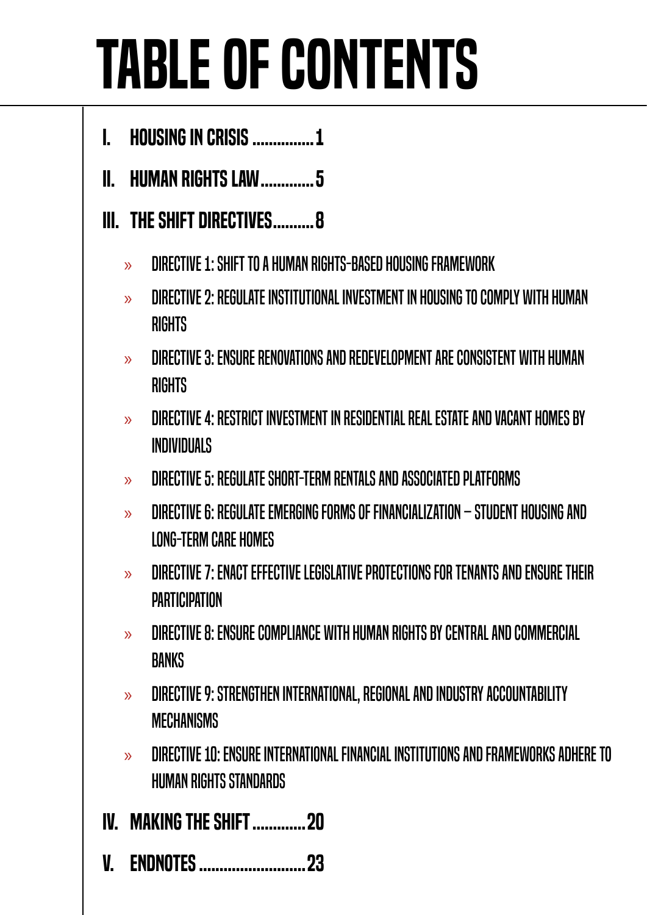# TABLE OF CONTENTS

- **I. HOUSING IN CRISIS .............. 1**
- **II. HUMAN RIGHTS LAW ............ 5**
- **III. THE SHIFT DIRECTIVES .......... 8**
  - » DIRECTIVE 1: SHIFT TO A HUMAN RIGHTS-BASED HOUSING FRAMEWORK
  - » DIRECTIVE 2: REGULATE INSTITUTIONAL INVESTMENT IN HOUSING TO COMPLY WITH HUMAN RIGHTS
  - » DIRECTIVE 3: ENSURE RENOVATIONS AND REDEVELOPMENT ARE CONSISTENT WITH HUMAN RIGHTS
  - » DIRECTIVE 4: RESTRICT INVESTMENT IN RESIDENTIAL REAL ESTATE AND VACANT HOMES BY INDIVIDUALS
  - » DIRECTIVE 5: REGULATE SHORT-TERM RENTALS AND ASSOCIATED PLATFORMS
  - » DIRECTIVE 6: REGULATE EMERGING FORMS OF FINANCIALIZATION – STUDENT HOUSING AND LONG-TERM CARE HOMES
  - » DIRECTIVE 7: ENACT EFFECTIVE LEGISLATIVE PROTECTIONS FOR TENANTS AND ENSURE THEIR PARTICIPATION
  - » DIRECTIVE 8: ENSURE COMPLIANCE WITH HUMAN RIGHTS BY CENTRAL AND COMMERCIAL BANKS
  - » DIRECTIVE 9: STRENGTHEN INTERNATIONAL, REGIONAL AND INDUSTRY ACCOUNTABILITY MECHANISMS
  - » DIRECTIVE 10: ENSURE INTERNATIONAL FINANCIAL INSTITUTIONS AND FRAMEWORKS ADHERE TO HUMAN RIGHTS STANDARDS
- **IV. MAKING THE SHIFT ............. 20**
- **V. ENDNOTES .......................... 23**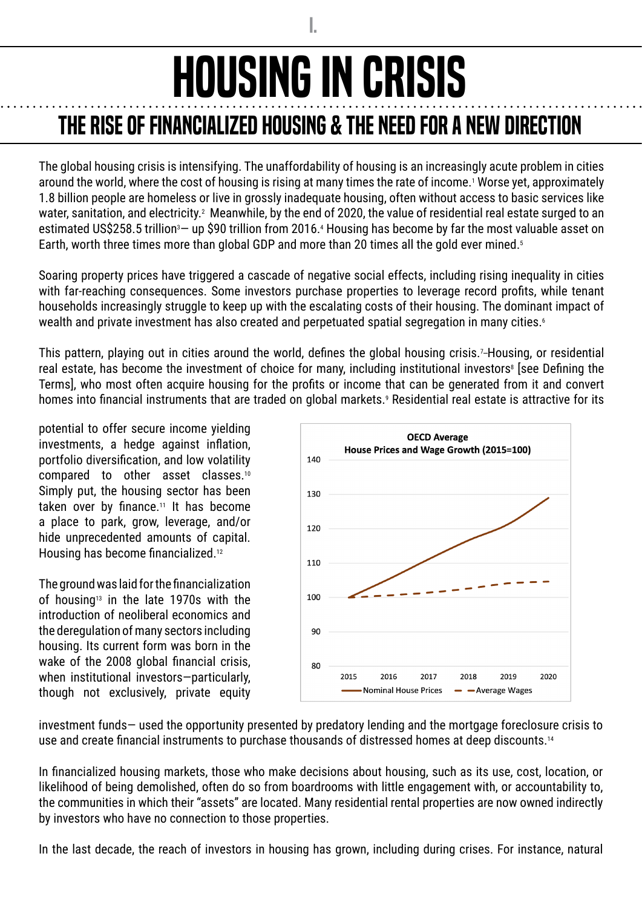# I.

# HOUSING IN CRISIS

## THE RISE OF FINANCIALIZED HOUSING & THE NEED FOR A NEW DIRECTION

The global housing crisis is intensifying. The unaffordability of housing is an increasingly acute problem in cities around the world, where the cost of housing is rising at many times the rate of income.[1] Worse yet, approximately 1.8 billion people are homeless or live in grossly inadequate housing, often without access to basic services like water, sanitation, and electricity.[2] Meanwhile, by the end of 2020, the value of residential real estate surged to an estimated US$258.5 trillion[3]— up $90 trillion from 2016.[4] Housing has become by far the most valuable asset on Earth, worth three times more than global GDP and more than 20 times all the gold ever mined.[5]

Soaring property prices have triggered a cascade of negative social effects, including rising inequality in cities with far-reaching consequences. Some investors purchase properties to leverage record profits, while tenant households increasingly struggle to keep up with the escalating costs of their housing. The dominant impact of wealth and private investment has also created and perpetuated spatial segregation in many cities.[6]

This pattern, playing out in cities around the world, defines the global housing crisis.[7] Housing, or residential real estate, has become the investment of choice for many, including institutional investors[8] [see Defining the Terms], who most often acquire housing for the profits or income that can be generated from it and convert homes into financial instruments that are traded on global markets.[9] Residential real estate is attractive for its potential to offer secure income yielding investments, a hedge against inflation, portfolio diversification, and low volatility compared to other asset classes.[10] Simply put, the housing sector has been taken over by finance.[11] It has become a place to park, grow, leverage, and/or hide unprecedented amounts of capital. Housing has become financialized.[12]

The ground was laid for the financialization of housing[13] in the late 1970s with the introduction of neoliberal economics and the deregulation of many sectors including housing. Its current form was born in the wake of the 2008 global financial crisis, when institutional investors—particularly, though not exclusively, private equity investment funds— used the opportunity presented by predatory lending and the mortgage foreclosure crisis to use and create financial instruments to purchase thousands of distressed homes at deep discounts.[14]

**OECD Average House Prices and Wage Growth (2015=100)**

| Year | Nominal House Prices | Average Wages |
|---|---|---|
| 2015 | 100 | 100 |
| 2016 | ~105 | ~101 |
| 2017 | ~111 | ~101.5 |
| 2018 | ~117 | ~102.5 |
| 2019 | ~121 | ~104 |
| 2020 | ~129 | ~104.5 |

In financialized housing markets, those who make decisions about housing, such as its use, cost, location, or likelihood of being demolished, often do so from boardrooms with little engagement with, or accountability to, the communities in which their "assets" are located. Many residential rental properties are now owned indirectly by investors who have no connection to those properties.

In the last decade, the reach of investors in housing has grown, including during crises. For instance, natural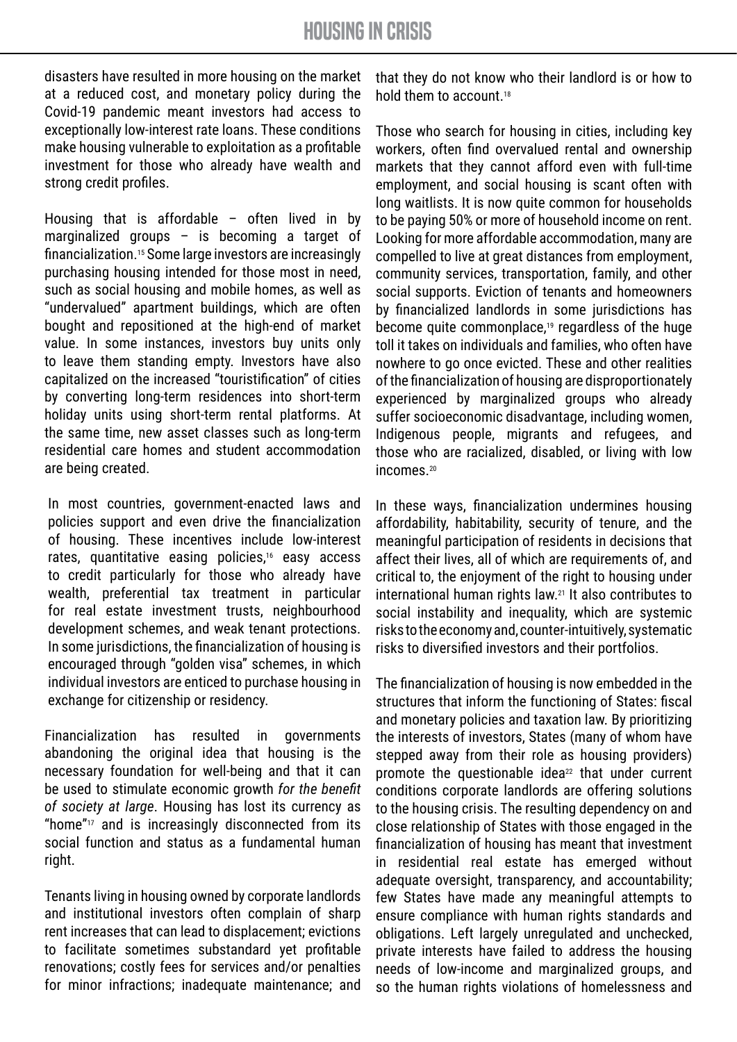disasters have resulted in more housing on the market at a reduced cost, and monetary policy during the Covid-19 pandemic meant investors had access to exceptionally low-interest rate loans. These conditions make housing vulnerable to exploitation as a profitable investment for those who already have wealth and strong credit profiles.

Housing that is affordable – often lived in by marginalized groups – is becoming a target of financialization.[15] Some large investors are increasingly purchasing housing intended for those most in need, such as social housing and mobile homes, as well as "undervalued" apartment buildings, which are often bought and repositioned at the high-end of market value. In some instances, investors buy units only to leave them standing empty. Investors have also capitalized on the increased "touristification" of cities by converting long-term residences into short-term holiday units using short-term rental platforms. At the same time, new asset classes such as long-term residential care homes and student accommodation are being created.

In most countries, government-enacted laws and policies support and even drive the financialization of housing. These incentives include low-interest rates, quantitative easing policies,[16] easy access to credit particularly for those who already have wealth, preferential tax treatment in particular for real estate investment trusts, neighbourhood development schemes, and weak tenant protections. In some jurisdictions, the financialization of housing is encouraged through "golden visa" schemes, in which individual investors are enticed to purchase housing in exchange for citizenship or residency.

Financialization has resulted in governments abandoning the original idea that housing is the necessary foundation for well-being and that it can be used to stimulate economic growth *for the benefit of society at large*. Housing has lost its currency as "home"[17] and is increasingly disconnected from its social function and status as a fundamental human right.

Tenants living in housing owned by corporate landlords and institutional investors often complain of sharp rent increases that can lead to displacement; evictions to facilitate sometimes substandard yet profitable renovations; costly fees for services and/or penalties for minor infractions; inadequate maintenance; and that they do not know who their landlord is or how to hold them to account.[18]

Those who search for housing in cities, including key workers, often find overvalued rental and ownership markets that they cannot afford even with full-time employment, and social housing is scant often with long waitlists. It is now quite common for households to be paying 50% or more of household income on rent. Looking for more affordable accommodation, many are compelled to live at great distances from employment, community services, transportation, family, and other social supports. Eviction of tenants and homeowners by financialized landlords in some jurisdictions has become quite commonplace,[19] regardless of the huge toll it takes on individuals and families, who often have nowhere to go once evicted. These and other realities of the financialization of housing are disproportionately experienced by marginalized groups who already suffer socioeconomic disadvantage, including women, Indigenous people, migrants and refugees, and those who are racialized, disabled, or living with low incomes.[20]

In these ways, financialization undermines housing affordability, habitability, security of tenure, and the meaningful participation of residents in decisions that affect their lives, all of which are requirements of, and critical to, the enjoyment of the right to housing under international human rights law.[21] It also contributes to social instability and inequality, which are systemic risks to the economy and, counter-intuitively, systematic risks to diversified investors and their portfolios.

The financialization of housing is now embedded in the structures that inform the functioning of States: fiscal and monetary policies and taxation law. By prioritizing the interests of investors, States (many of whom have stepped away from their role as housing providers) promote the questionable idea[22] that under current conditions corporate landlords are offering solutions to the housing crisis. The resulting dependency on and close relationship of States with those engaged in the financialization of housing has meant that investment in residential real estate has emerged without adequate oversight, transparency, and accountability; few States have made any meaningful attempts to ensure compliance with human rights standards and obligations. Left largely unregulated and unchecked, private interests have failed to address the housing needs of low-income and marginalized groups, and so the human rights violations of homelessness and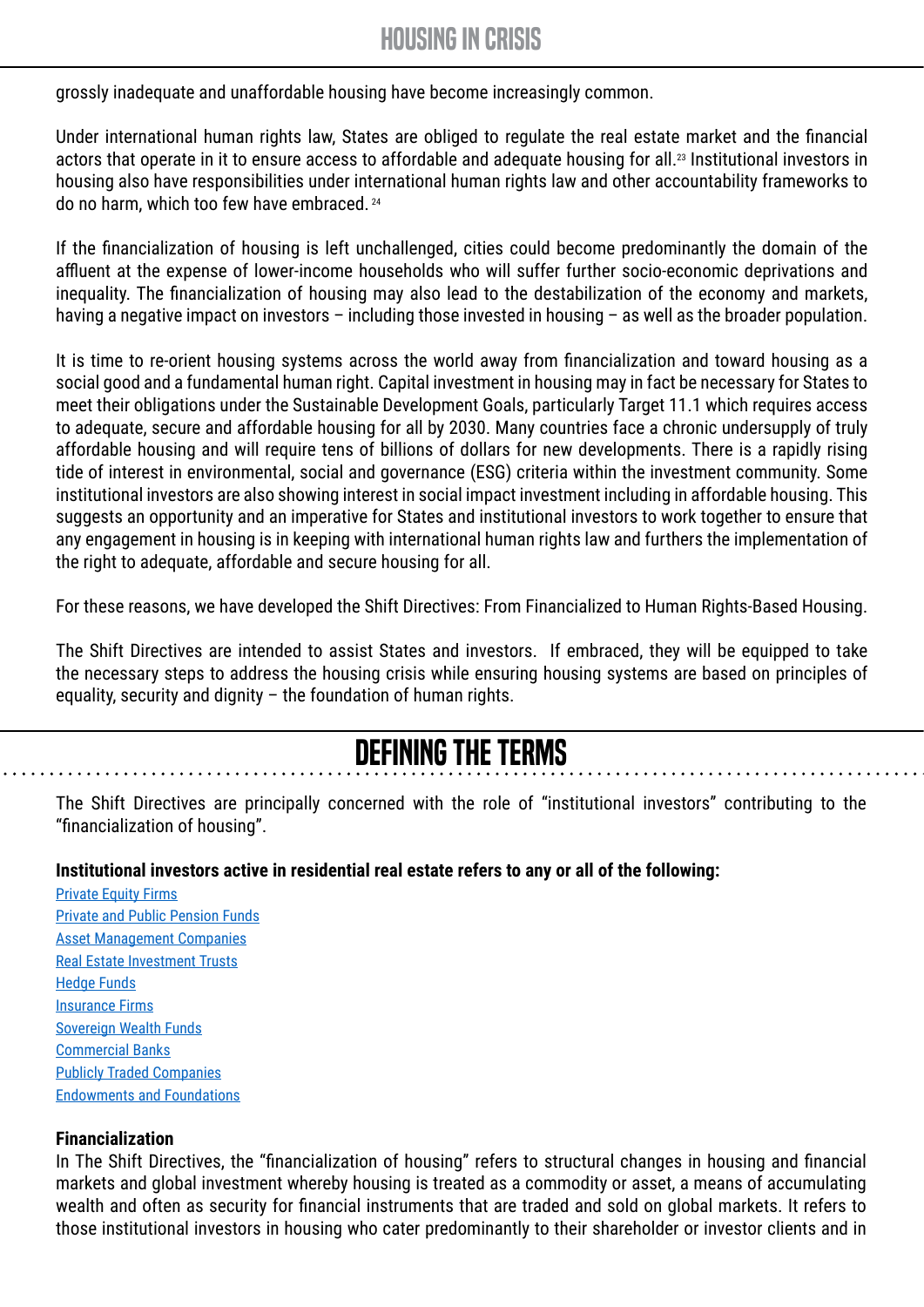grossly inadequate and unaffordable housing have become increasingly common.

Under international human rights law, States are obliged to regulate the real estate market and the financial actors that operate in it to ensure access to affordable and adequate housing for all.[23] Institutional investors in housing also have responsibilities under international human rights law and other accountability frameworks to do no harm, which too few have embraced.[24]

If the financialization of housing is left unchallenged, cities could become predominantly the domain of the affluent at the expense of lower-income households who will suffer further socio-economic deprivations and inequality. The financialization of housing may also lead to the destabilization of the economy and markets, having a negative impact on investors – including those invested in housing – as well as the broader population.

It is time to re-orient housing systems across the world away from financialization and toward housing as a social good and a fundamental human right. Capital investment in housing may in fact be necessary for States to meet their obligations under the Sustainable Development Goals, particularly Target 11.1 which requires access to adequate, secure and affordable housing for all by 2030. Many countries face a chronic undersupply of truly affordable housing and will require tens of billions of dollars for new developments. There is a rapidly rising tide of interest in environmental, social and governance (ESG) criteria within the investment community. Some institutional investors are also showing interest in social impact investment including in affordable housing. This suggests an opportunity and an imperative for States and institutional investors to work together to ensure that any engagement in housing is in keeping with international human rights law and furthers the implementation of the right to adequate, affordable and secure housing for all.

For these reasons, we have developed the Shift Directives: From Financialized to Human Rights-Based Housing.

The Shift Directives are intended to assist States and investors. If embraced, they will be equipped to take the necessary steps to address the housing crisis while ensuring housing systems are based on principles of equality, security and dignity – the foundation of human rights.

## DEFINING THE TERMS

The Shift Directives are principally concerned with the role of "institutional investors" contributing to the "financialization of housing".

**Institutional investors active in residential real estate refers to any or all of the following:**

- Private Equity Firms
- Private and Public Pension Funds
- Asset Management Companies
- Real Estate Investment Trusts
- Hedge Funds
- Insurance Firms
- Sovereign Wealth Funds
- Commercial Banks
- Publicly Traded Companies
- Endowments and Foundations

### Financialization

In The Shift Directives, the "financialization of housing" refers to structural changes in housing and financial markets and global investment whereby housing is treated as a commodity or asset, a means of accumulating wealth and often as security for financial instruments that are traded and sold on global markets. It refers to those institutional investors in housing who cater predominantly to their shareholder or investor clients and in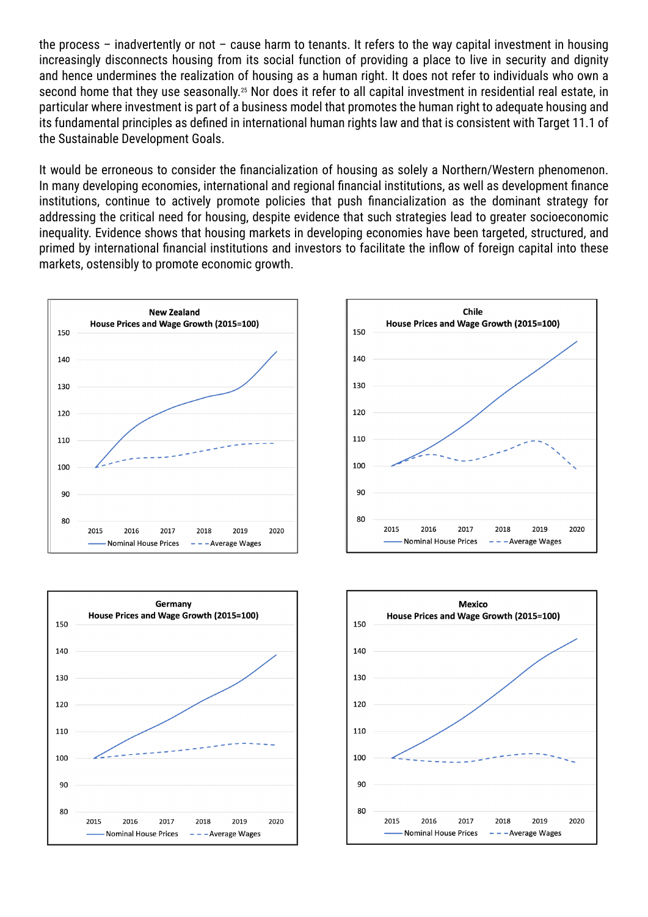the process – inadvertently or not – cause harm to tenants. It refers to the way capital investment in housing increasingly disconnects housing from its social function of providing a place to live in security and dignity and hence undermines the realization of housing as a human right. It does not refer to individuals who own a second home that they use seasonally.[25] Nor does it refer to all capital investment in residential real estate, in particular where investment is part of a business model that promotes the human right to adequate housing and its fundamental principles as defined in international human rights law and that is consistent with Target 11.1 of the Sustainable Development Goals.

It would be erroneous to consider the financialization of housing as solely a Northern/Western phenomenon. In many developing economies, international and regional financial institutions, as well as development finance institutions, continue to actively promote policies that push financialization as the dominant strategy for addressing the critical need for housing, despite evidence that such strategies lead to greater socioeconomic inequality. Evidence shows that housing markets in developing economies have been targeted, structured, and primed by international financial institutions and investors to facilitate the inflow of foreign capital into these markets, ostensibly to promote economic growth.

**New Zealand**
House Prices and Wage Growth (2015=100)

Nominal House Prices — Average Wages

**Chile**
House Prices and Wage Growth (2015=100)

Nominal House Prices — Average Wages

**Germany**
House Prices and Wage Growth (2015=100)

Nominal House Prices — Average Wages

**Mexico**
House Prices and Wage Growth (2015=100)

Nominal House Prices — Average Wages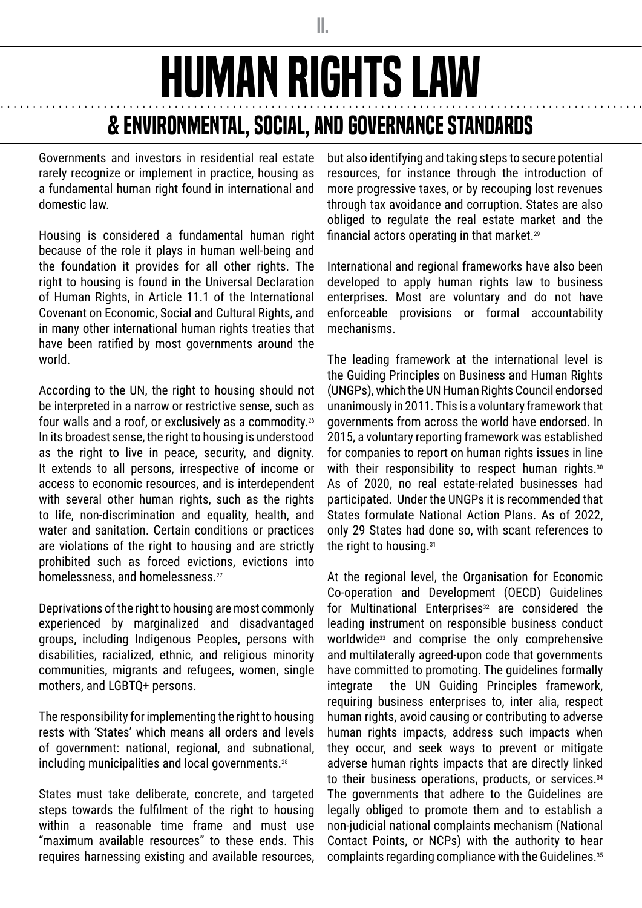# II. HUMAN RIGHTS LAW

## & ENVIRONMENTAL, SOCIAL, AND GOVERNANCE STANDARDS

Governments and investors in residential real estate rarely recognize or implement in practice, housing as a fundamental human right found in international and domestic law.

Housing is considered a fundamental human right because of the role it plays in human well-being and the foundation it provides for all other rights. The right to housing is found in the Universal Declaration of Human Rights, in Article 11.1 of the International Covenant on Economic, Social and Cultural Rights, and in many other international human rights treaties that have been ratified by most governments around the world.

According to the UN, the right to housing should not be interpreted in a narrow or restrictive sense, such as four walls and a roof, or exclusively as a commodity.[26] In its broadest sense, the right to housing is understood as the right to live in peace, security, and dignity. It extends to all persons, irrespective of income or access to economic resources, and is interdependent with several other human rights, such as the rights to life, non-discrimination and equality, health, and water and sanitation. Certain conditions or practices are violations of the right to housing and are strictly prohibited such as forced evictions, evictions into homelessness, and homelessness.[27]

Deprivations of the right to housing are most commonly experienced by marginalized and disadvantaged groups, including Indigenous Peoples, persons with disabilities, racialized, ethnic, and religious minority communities, migrants and refugees, women, single mothers, and LGBTQ+ persons.

The responsibility for implementing the right to housing rests with 'States' which means all orders and levels of government: national, regional, and subnational, including municipalities and local governments.[28]

States must take deliberate, concrete, and targeted steps towards the fulfilment of the right to housing within a reasonable time frame and must use "maximum available resources" to these ends. This requires harnessing existing and available resources, but also identifying and taking steps to secure potential resources, for instance through the introduction of more progressive taxes, or by recouping lost revenues through tax avoidance and corruption. States are also obliged to regulate the real estate market and the financial actors operating in that market.[29]

International and regional frameworks have also been developed to apply human rights law to business enterprises. Most are voluntary and do not have enforceable provisions or formal accountability mechanisms.

The leading framework at the international level is the Guiding Principles on Business and Human Rights (UNGPs), which the UN Human Rights Council endorsed unanimously in 2011. This is a voluntary framework that governments from across the world have endorsed. In 2015, a voluntary reporting framework was established for companies to report on human rights issues in line with their responsibility to respect human rights.[30] As of 2020, no real estate-related businesses had participated. Under the UNGPs it is recommended that States formulate National Action Plans. As of 2022, only 29 States had done so, with scant references to the right to housing.[31]

At the regional level, the Organisation for Economic Co-operation and Development (OECD) Guidelines for Multinational Enterprises[32] are considered the leading instrument on responsible business conduct worldwide[33] and comprise the only comprehensive and multilaterally agreed-upon code that governments have committed to promoting. The guidelines formally integrate the UN Guiding Principles framework, requiring business enterprises to, inter alia, respect human rights, avoid causing or contributing to adverse human rights impacts, address such impacts when they occur, and seek ways to prevent or mitigate adverse human rights impacts that are directly linked to their business operations, products, or services.[34] The governments that adhere to the Guidelines are legally obliged to promote them and to establish a non-judicial national complaints mechanism (National Contact Points, or NCPs) with the authority to hear complaints regarding compliance with the Guidelines.[35]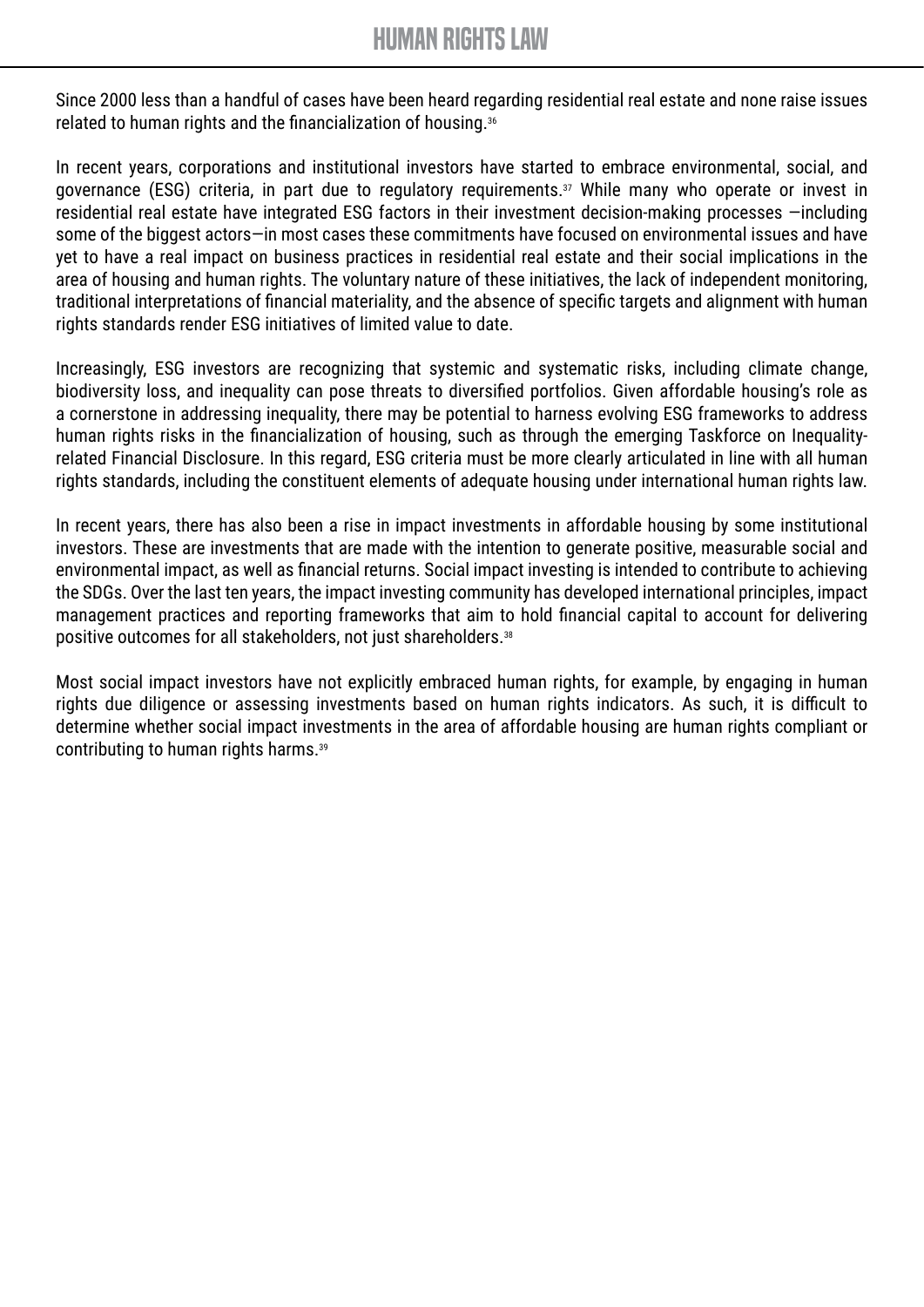Since 2000 less than a handful of cases have been heard regarding residential real estate and none raise issues related to human rights and the financialization of housing.[36]

In recent years, corporations and institutional investors have started to embrace environmental, social, and governance (ESG) criteria, in part due to regulatory requirements.[37] While many who operate or invest in residential real estate have integrated ESG factors in their investment decision-making processes —including some of the biggest actors—in most cases these commitments have focused on environmental issues and have yet to have a real impact on business practices in residential real estate and their social implications in the area of housing and human rights. The voluntary nature of these initiatives, the lack of independent monitoring, traditional interpretations of financial materiality, and the absence of specific targets and alignment with human rights standards render ESG initiatives of limited value to date.

Increasingly, ESG investors are recognizing that systemic and systematic risks, including climate change, biodiversity loss, and inequality can pose threats to diversified portfolios. Given affordable housing's role as a cornerstone in addressing inequality, there may be potential to harness evolving ESG frameworks to address human rights risks in the financialization of housing, such as through the emerging Taskforce on Inequality-related Financial Disclosure. In this regard, ESG criteria must be more clearly articulated in line with all human rights standards, including the constituent elements of adequate housing under international human rights law.

In recent years, there has also been a rise in impact investments in affordable housing by some institutional investors. These are investments that are made with the intention to generate positive, measurable social and environmental impact, as well as financial returns. Social impact investing is intended to contribute to achieving the SDGs. Over the last ten years, the impact investing community has developed international principles, impact management practices and reporting frameworks that aim to hold financial capital to account for delivering positive outcomes for all stakeholders, not just shareholders.[38]

Most social impact investors have not explicitly embraced human rights, for example, by engaging in human rights due diligence or assessing investments based on human rights indicators. As such, it is difficult to determine whether social impact investments in the area of affordable housing are human rights compliant or contributing to human rights harms.[39]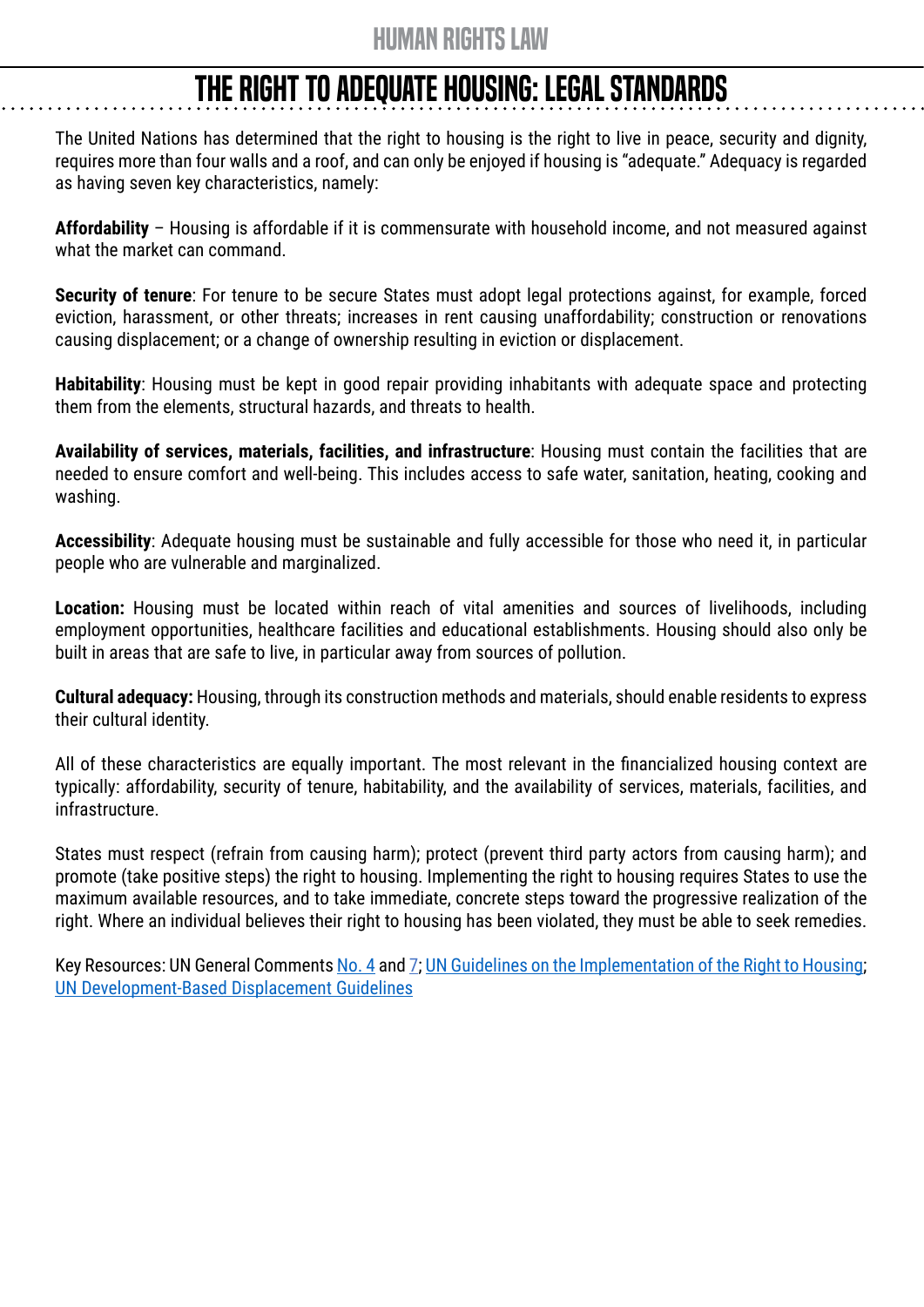# HUMAN RIGHTS LAW

## THE RIGHT TO ADEQUATE HOUSING: LEGAL STANDARDS

The United Nations has determined that the right to housing is the right to live in peace, security and dignity, requires more than four walls and a roof, and can only be enjoyed if housing is "adequate." Adequacy is regarded as having seven key characteristics, namely:

**Affordability** – Housing is affordable if it is commensurate with household income, and not measured against what the market can command.

**Security of tenure**: For tenure to be secure States must adopt legal protections against, for example, forced eviction, harassment, or other threats; increases in rent causing unaffordability; construction or renovations causing displacement; or a change of ownership resulting in eviction or displacement.

**Habitability**: Housing must be kept in good repair providing inhabitants with adequate space and protecting them from the elements, structural hazards, and threats to health.

**Availability of services, materials, facilities, and infrastructure**: Housing must contain the facilities that are needed to ensure comfort and well-being. This includes access to safe water, sanitation, heating, cooking and washing.

**Accessibility**: Adequate housing must be sustainable and fully accessible for those who need it, in particular people who are vulnerable and marginalized.

**Location:** Housing must be located within reach of vital amenities and sources of livelihoods, including employment opportunities, healthcare facilities and educational establishments. Housing should also only be built in areas that are safe to live, in particular away from sources of pollution.

**Cultural adequacy:** Housing, through its construction methods and materials, should enable residents to express their cultural identity.

All of these characteristics are equally important. The most relevant in the financialized housing context are typically: affordability, security of tenure, habitability, and the availability of services, materials, facilities, and infrastructure.

States must respect (refrain from causing harm); protect (prevent third party actors from causing harm); and promote (take positive steps) the right to housing. Implementing the right to housing requires States to use the maximum available resources, and to take immediate, concrete steps toward the progressive realization of the right. Where an individual believes their right to housing has been violated, they must be able to seek remedies.

Key Resources: UN General Comments No. 4 and 7; UN Guidelines on the Implementation of the Right to Housing; UN Development-Based Displacement Guidelines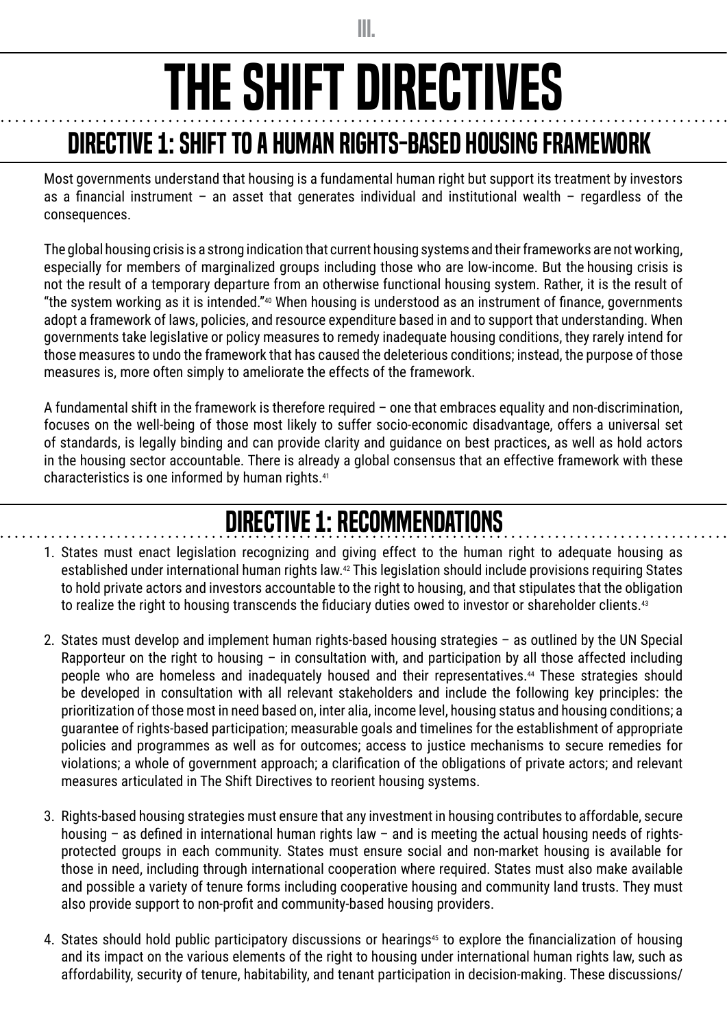# III. THE SHIFT DIRECTIVES

## DIRECTIVE 1: SHIFT TO A HUMAN RIGHTS-BASED HOUSING FRAMEWORK

Most governments understand that housing is a fundamental human right but support its treatment by investors as a financial instrument – an asset that generates individual and institutional wealth – regardless of the consequences.

The global housing crisis is a strong indication that current housing systems and their frameworks are not working, especially for members of marginalized groups including those who are low-income. But the housing crisis is not the result of a temporary departure from an otherwise functional housing system. Rather, it is the result of "the system working as it is intended."[40] When housing is understood as an instrument of finance, governments adopt a framework of laws, policies, and resource expenditure based in and to support that understanding. When governments take legislative or policy measures to remedy inadequate housing conditions, they rarely intend for those measures to undo the framework that has caused the deleterious conditions; instead, the purpose of those measures is, more often simply to ameliorate the effects of the framework.

A fundamental shift in the framework is therefore required – one that embraces equality and non-discrimination, focuses on the well-being of those most likely to suffer socio-economic disadvantage, offers a universal set of standards, is legally binding and can provide clarity and guidance on best practices, as well as hold actors in the housing sector accountable. There is already a global consensus that an effective framework with these characteristics is one informed by human rights.[41]

## DIRECTIVE 1: RECOMMENDATIONS

1. States must enact legislation recognizing and giving effect to the human right to adequate housing as established under international human rights law.[42] This legislation should include provisions requiring States to hold private actors and investors accountable to the right to housing, and that stipulates that the obligation to realize the right to housing transcends the fiduciary duties owed to investor or shareholder clients.[43]

2. States must develop and implement human rights-based housing strategies – as outlined by the UN Special Rapporteur on the right to housing – in consultation with, and participation by all those affected including people who are homeless and inadequately housed and their representatives.[44] These strategies should be developed in consultation with all relevant stakeholders and include the following key principles: the prioritization of those most in need based on, inter alia, income level, housing status and housing conditions; a guarantee of rights-based participation; measurable goals and timelines for the establishment of appropriate policies and programmes as well as for outcomes; access to justice mechanisms to secure remedies for violations; a whole of government approach; a clarification of the obligations of private actors; and relevant measures articulated in The Shift Directives to reorient housing systems.

3. Rights-based housing strategies must ensure that any investment in housing contributes to affordable, secure housing – as defined in international human rights law – and is meeting the actual housing needs of rights-protected groups in each community. States must ensure social and non-market housing is available for those in need, including through international cooperation where required. States must also make available and possible a variety of tenure forms including cooperative housing and community land trusts. They must also provide support to non-profit and community-based housing providers.

4. States should hold public participatory discussions or hearings[45] to explore the financialization of housing and its impact on the various elements of the right to housing under international human rights law, such as affordability, security of tenure, habitability, and tenant participation in decision-making. These discussions/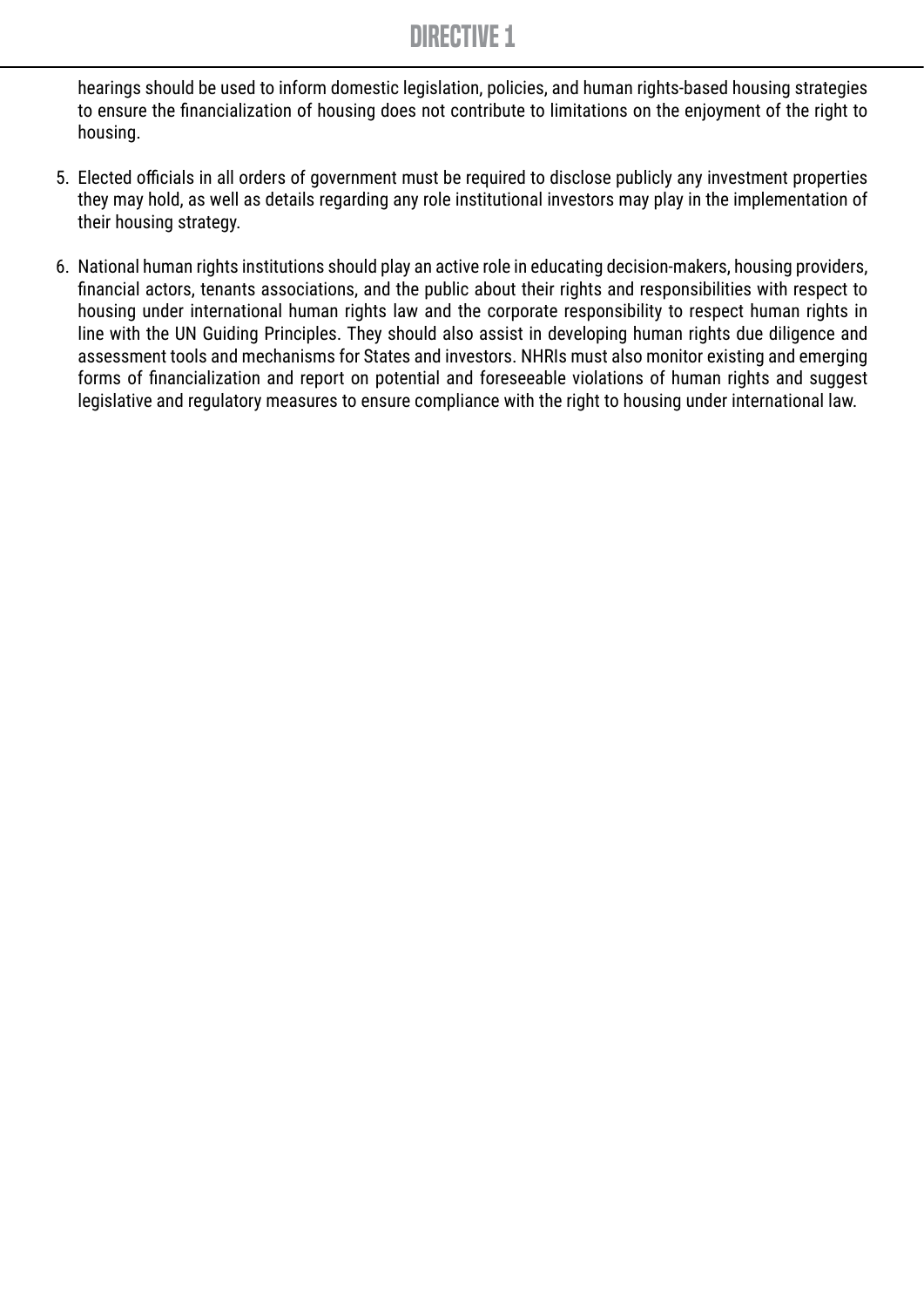hearings should be used to inform domestic legislation, policies, and human rights-based housing strategies to ensure the financialization of housing does not contribute to limitations on the enjoyment of the right to housing.

5. Elected officials in all orders of government must be required to disclose publicly any investment properties they may hold, as well as details regarding any role institutional investors may play in the implementation of their housing strategy.

6. National human rights institutions should play an active role in educating decision-makers, housing providers, financial actors, tenants associations, and the public about their rights and responsibilities with respect to housing under international human rights law and the corporate responsibility to respect human rights in line with the UN Guiding Principles. They should also assist in developing human rights due diligence and assessment tools and mechanisms for States and investors. NHRIs must also monitor existing and emerging forms of financialization and report on potential and foreseeable violations of human rights and suggest legislative and regulatory measures to ensure compliance with the right to housing under international law.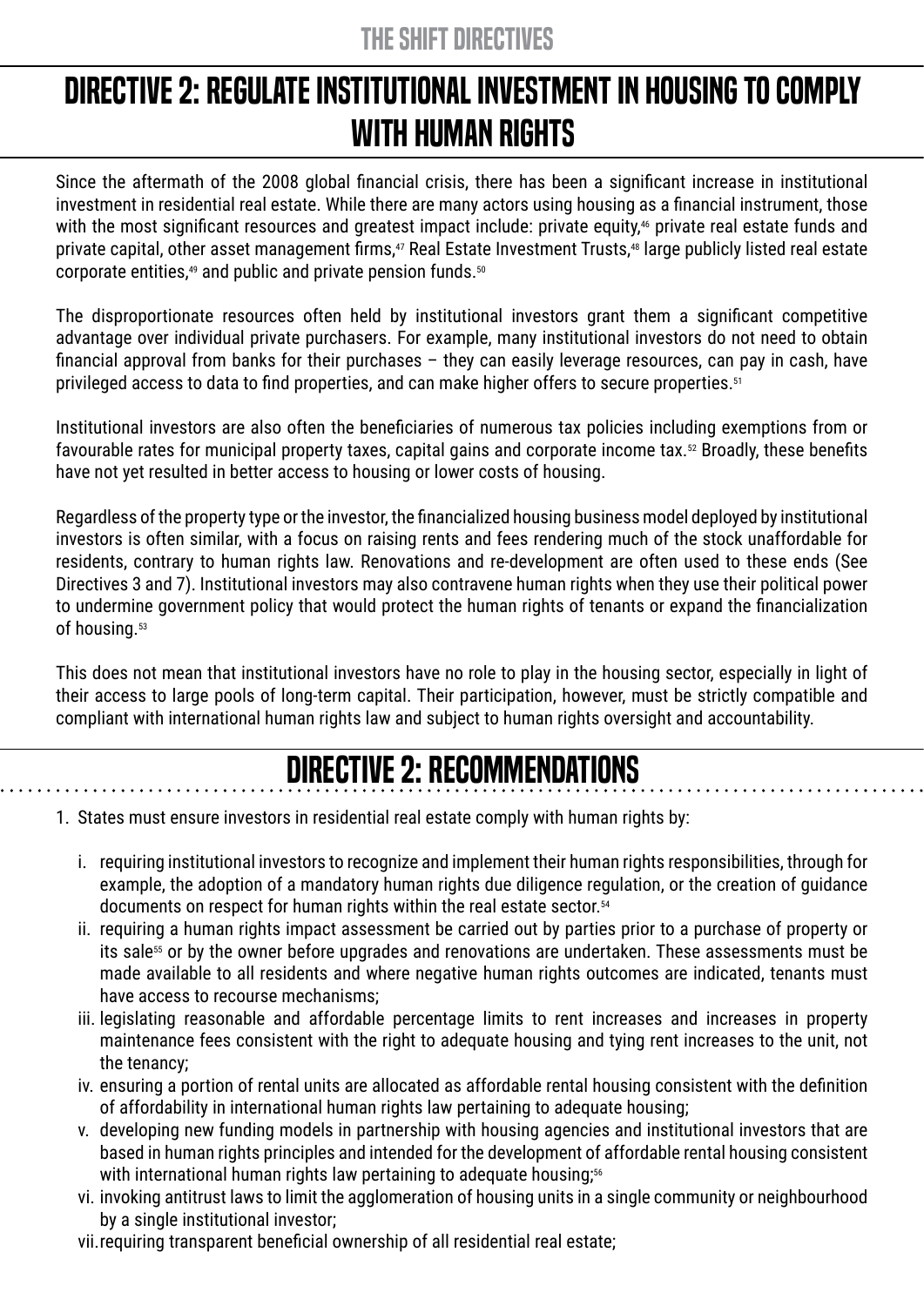# Directive 2: Regulate Institutional Investment in Housing to Comply with Human Rights

Since the aftermath of the 2008 global financial crisis, there has been a significant increase in institutional investment in residential real estate. While there are many actors using housing as a financial instrument, those with the most significant resources and greatest impact include: private equity,[46] private real estate funds and private capital, other asset management firms,[47] Real Estate Investment Trusts,[48] large publicly listed real estate corporate entities,[49] and public and private pension funds.[50]

The disproportionate resources often held by institutional investors grant them a significant competitive advantage over individual private purchasers. For example, many institutional investors do not need to obtain financial approval from banks for their purchases – they can easily leverage resources, can pay in cash, have privileged access to data to find properties, and can make higher offers to secure properties.[51]

Institutional investors are also often the beneficiaries of numerous tax policies including exemptions from or favourable rates for municipal property taxes, capital gains and corporate income tax.[52] Broadly, these benefits have not yet resulted in better access to housing or lower costs of housing.

Regardless of the property type or the investor, the financialized housing business model deployed by institutional investors is often similar, with a focus on raising rents and fees rendering much of the stock unaffordable for residents, contrary to human rights law. Renovations and re-development are often used to these ends (See Directives 3 and 7). Institutional investors may also contravene human rights when they use their political power to undermine government policy that would protect the human rights of tenants or expand the financialization of housing.[53]

This does not mean that institutional investors have no role to play in the housing sector, especially in light of their access to large pools of long-term capital. Their participation, however, must be strictly compatible and compliant with international human rights law and subject to human rights oversight and accountability.

## Directive 2: Recommendations

1. States must ensure investors in residential real estate comply with human rights by:

   i. requiring institutional investors to recognize and implement their human rights responsibilities, through for example, the adoption of a mandatory human rights due diligence regulation, or the creation of guidance documents on respect for human rights within the real estate sector.[54]

   ii. requiring a human rights impact assessment be carried out by parties prior to a purchase of property or its sale[55] or by the owner before upgrades and renovations are undertaken. These assessments must be made available to all residents and where negative human rights outcomes are indicated, tenants must have access to recourse mechanisms;

   iii. legislating reasonable and affordable percentage limits to rent increases and increases in property maintenance fees consistent with the right to adequate housing and tying rent increases to the unit, not the tenancy;

   iv. ensuring a portion of rental units are allocated as affordable rental housing consistent with the definition of affordability in international human rights law pertaining to adequate housing;

   v. developing new funding models in partnership with housing agencies and institutional investors that are based in human rights principles and intended for the development of affordable rental housing consistent with international human rights law pertaining to adequate housing;[56]

   vi. invoking antitrust laws to limit the agglomeration of housing units in a single community or neighbourhood by a single institutional investor;

   vii. requiring transparent beneficial ownership of all residential real estate;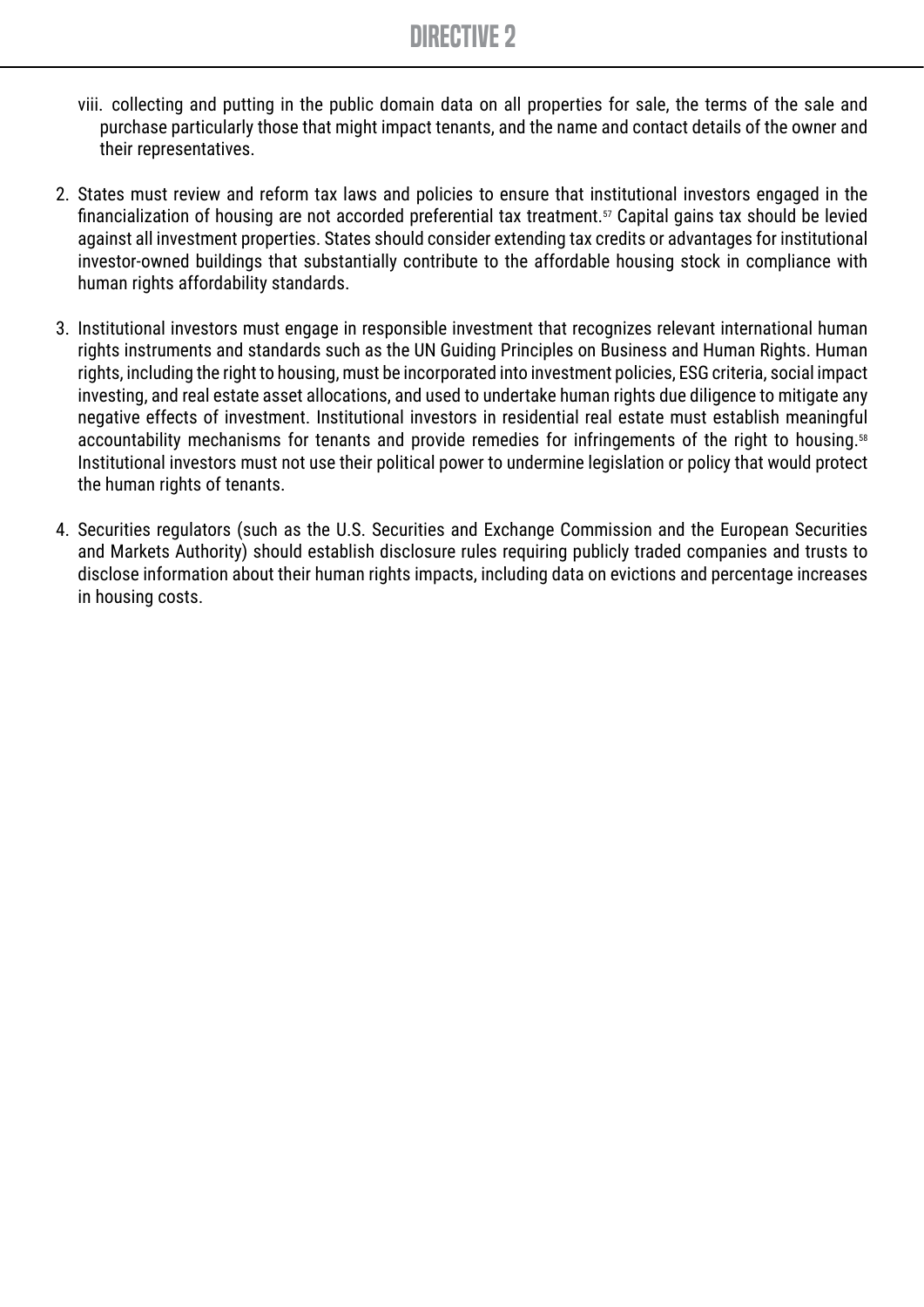viii. collecting and putting in the public domain data on all properties for sale, the terms of the sale and purchase particularly those that might impact tenants, and the name and contact details of the owner and their representatives.

2. States must review and reform tax laws and policies to ensure that institutional investors engaged in the financialization of housing are not accorded preferential tax treatment.[57] Capital gains tax should be levied against all investment properties. States should consider extending tax credits or advantages for institutional investor-owned buildings that substantially contribute to the affordable housing stock in compliance with human rights affordability standards.

3. Institutional investors must engage in responsible investment that recognizes relevant international human rights instruments and standards such as the UN Guiding Principles on Business and Human Rights. Human rights, including the right to housing, must be incorporated into investment policies, ESG criteria, social impact investing, and real estate asset allocations, and used to undertake human rights due diligence to mitigate any negative effects of investment. Institutional investors in residential real estate must establish meaningful accountability mechanisms for tenants and provide remedies for infringements of the right to housing.[58] Institutional investors must not use their political power to undermine legislation or policy that would protect the human rights of tenants.

4. Securities regulators (such as the U.S. Securities and Exchange Commission and the European Securities and Markets Authority) should establish disclosure rules requiring publicly traded companies and trusts to disclose information about their human rights impacts, including data on evictions and percentage increases in housing costs.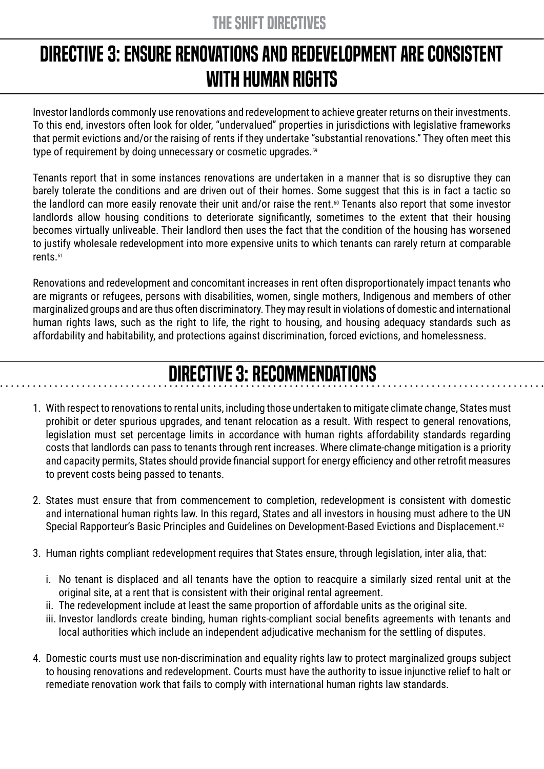# DIRECTIVE 3: ENSURE RENOVATIONS AND REDEVELOPMENT ARE CONSISTENT WITH HUMAN RIGHTS

Investor landlords commonly use renovations and redevelopment to achieve greater returns on their investments. To this end, investors often look for older, "undervalued" properties in jurisdictions with legislative frameworks that permit evictions and/or the raising of rents if they undertake "substantial renovations." They often meet this type of requirement by doing unnecessary or cosmetic upgrades.[59]

Tenants report that in some instances renovations are undertaken in a manner that is so disruptive they can barely tolerate the conditions and are driven out of their homes. Some suggest that this is in fact a tactic so the landlord can more easily renovate their unit and/or raise the rent.[60] Tenants also report that some investor landlords allow housing conditions to deteriorate significantly, sometimes to the extent that their housing becomes virtually unliveable. Their landlord then uses the fact that the condition of the housing has worsened to justify wholesale redevelopment into more expensive units to which tenants can rarely return at comparable rents.[61]

Renovations and redevelopment and concomitant increases in rent often disproportionately impact tenants who are migrants or refugees, persons with disabilities, women, single mothers, Indigenous and members of other marginalized groups and are thus often discriminatory. They may result in violations of domestic and international human rights laws, such as the right to life, the right to housing, and housing adequacy standards such as affordability and habitability, and protections against discrimination, forced evictions, and homelessness.

## DIRECTIVE 3: RECOMMENDATIONS

1. With respect to renovations to rental units, including those undertaken to mitigate climate change, States must prohibit or deter spurious upgrades, and tenant relocation as a result. With respect to general renovations, legislation must set percentage limits in accordance with human rights affordability standards regarding costs that landlords can pass to tenants through rent increases. Where climate-change mitigation is a priority and capacity permits, States should provide financial support for energy efficiency and other retrofit measures to prevent costs being passed to tenants.

2. States must ensure that from commencement to completion, redevelopment is consistent with domestic and international human rights law. In this regard, States and all investors in housing must adhere to the UN Special Rapporteur's Basic Principles and Guidelines on Development-Based Evictions and Displacement.[62]

3. Human rights compliant redevelopment requires that States ensure, through legislation, inter alia, that:

   i. No tenant is displaced and all tenants have the option to reacquire a similarly sized rental unit at the original site, at a rent that is consistent with their original rental agreement.
   ii. The redevelopment include at least the same proportion of affordable units as the original site.
   iii. Investor landlords create binding, human rights-compliant social benefits agreements with tenants and local authorities which include an independent adjudicative mechanism for the settling of disputes.

4. Domestic courts must use non-discrimination and equality rights law to protect marginalized groups subject to housing renovations and redevelopment. Courts must have the authority to issue injunctive relief to halt or remediate renovation work that fails to comply with international human rights law standards.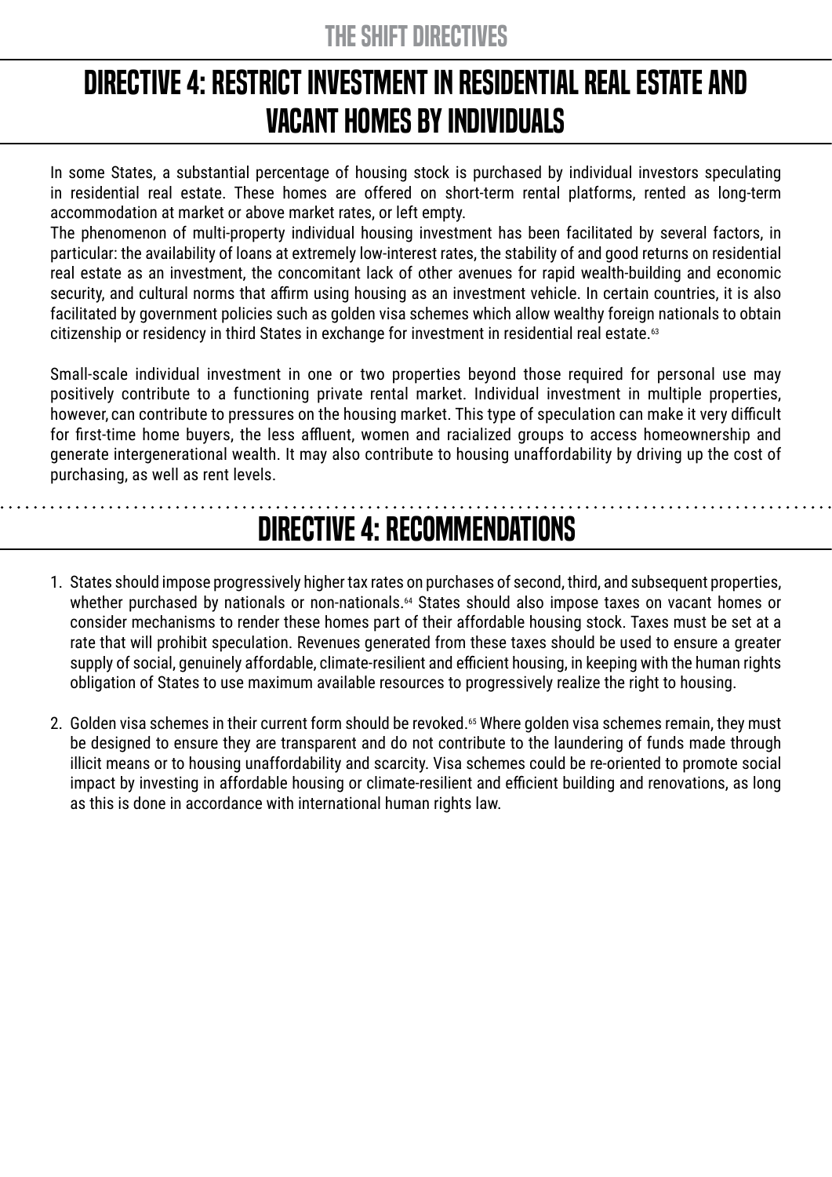# DIRECTIVE 4: RESTRICT INVESTMENT IN RESIDENTIAL REAL ESTATE AND VACANT HOMES BY INDIVIDUALS

In some States, a substantial percentage of housing stock is purchased by individual investors speculating in residential real estate. These homes are offered on short-term rental platforms, rented as long-term accommodation at market or above market rates, or left empty.

The phenomenon of multi-property individual housing investment has been facilitated by several factors, in particular: the availability of loans at extremely low-interest rates, the stability of and good returns on residential real estate as an investment, the concomitant lack of other avenues for rapid wealth-building and economic security, and cultural norms that affirm using housing as an investment vehicle. In certain countries, it is also facilitated by government policies such as golden visa schemes which allow wealthy foreign nationals to obtain citizenship or residency in third States in exchange for investment in residential real estate.[63]

Small-scale individual investment in one or two properties beyond those required for personal use may positively contribute to a functioning private rental market. Individual investment in multiple properties, however, can contribute to pressures on the housing market. This type of speculation can make it very difficult for first-time home buyers, the less affluent, women and racialized groups to access homeownership and generate intergenerational wealth. It may also contribute to housing unaffordability by driving up the cost of purchasing, as well as rent levels.

## DIRECTIVE 4: RECOMMENDATIONS

1. States should impose progressively higher tax rates on purchases of second, third, and subsequent properties, whether purchased by nationals or non-nationals.[64] States should also impose taxes on vacant homes or consider mechanisms to render these homes part of their affordable housing stock. Taxes must be set at a rate that will prohibit speculation. Revenues generated from these taxes should be used to ensure a greater supply of social, genuinely affordable, climate-resilient and efficient housing, in keeping with the human rights obligation of States to use maximum available resources to progressively realize the right to housing.

2. Golden visa schemes in their current form should be revoked.[65] Where golden visa schemes remain, they must be designed to ensure they are transparent and do not contribute to the laundering of funds made through illicit means or to housing unaffordability and scarcity. Visa schemes could be re-oriented to promote social impact by investing in affordable housing or climate-resilient and efficient building and renovations, as long as this is done in accordance with international human rights law.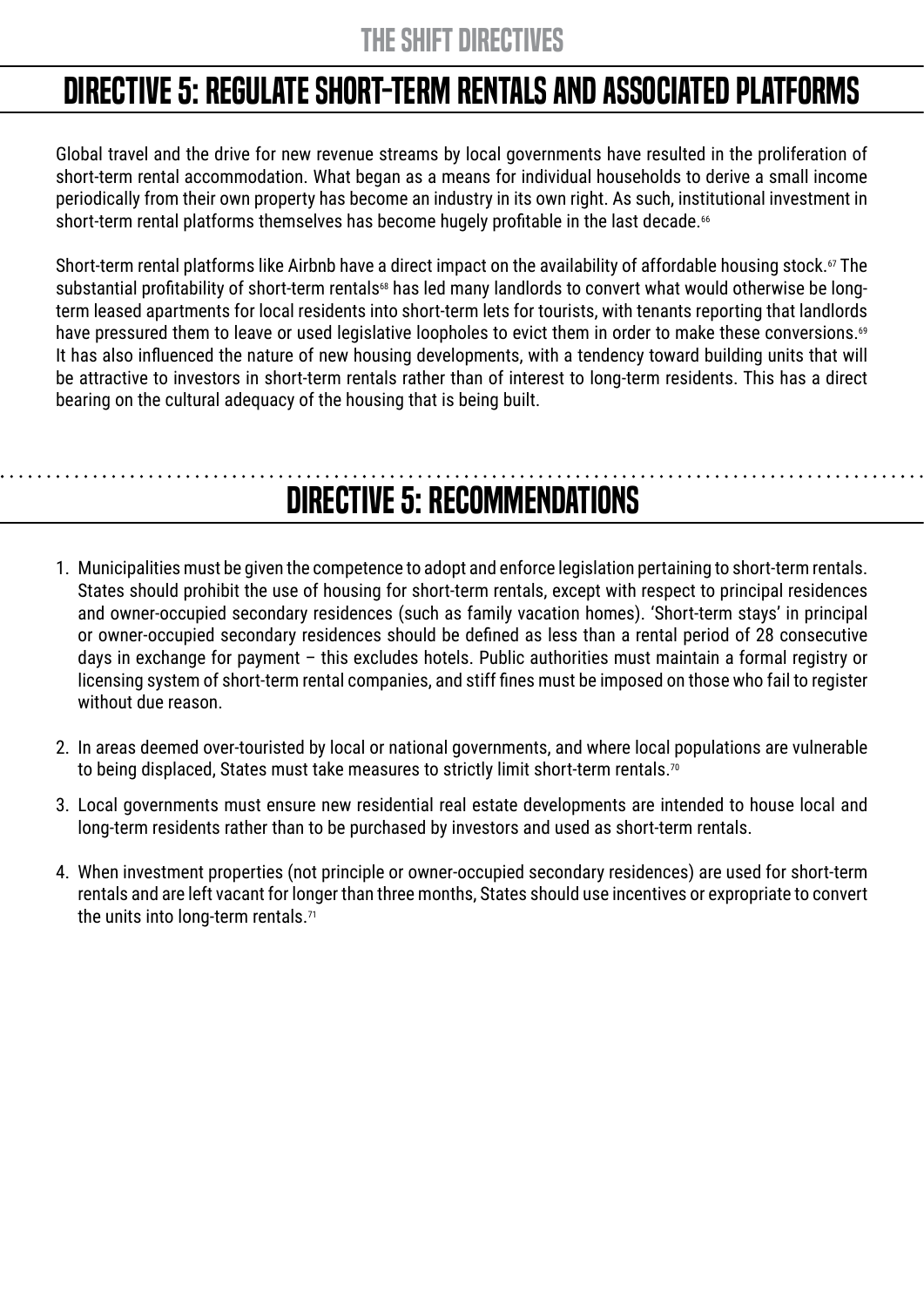# DIRECTIVE 5: REGULATE SHORT-TERM RENTALS AND ASSOCIATED PLATFORMS

Global travel and the drive for new revenue streams by local governments have resulted in the proliferation of short-term rental accommodation. What began as a means for individual households to derive a small income periodically from their own property has become an industry in its own right. As such, institutional investment in short-term rental platforms themselves has become hugely profitable in the last decade.[66]

Short-term rental platforms like Airbnb have a direct impact on the availability of affordable housing stock.[67] The substantial profitability of short-term rentals[68] has led many landlords to convert what would otherwise be long-term leased apartments for local residents into short-term lets for tourists, with tenants reporting that landlords have pressured them to leave or used legislative loopholes to evict them in order to make these conversions.[69] It has also influenced the nature of new housing developments, with a tendency toward building units that will be attractive to investors in short-term rentals rather than of interest to long-term residents. This has a direct bearing on the cultural adequacy of the housing that is being built.

## DIRECTIVE 5: RECOMMENDATIONS

1. Municipalities must be given the competence to adopt and enforce legislation pertaining to short-term rentals. States should prohibit the use of housing for short-term rentals, except with respect to principal residences and owner-occupied secondary residences (such as family vacation homes). 'Short-term stays' in principal or owner-occupied secondary residences should be defined as less than a rental period of 28 consecutive days in exchange for payment – this excludes hotels. Public authorities must maintain a formal registry or licensing system of short-term rental companies, and stiff fines must be imposed on those who fail to register without due reason.
2. In areas deemed over-touristed by local or national governments, and where local populations are vulnerable to being displaced, States must take measures to strictly limit short-term rentals.[70]
3. Local governments must ensure new residential real estate developments are intended to house local and long-term residents rather than to be purchased by investors and used as short-term rentals.
4. When investment properties (not principle or owner-occupied secondary residences) are used for short-term rentals and are left vacant for longer than three months, States should use incentives or expropriate to convert the units into long-term rentals.[71]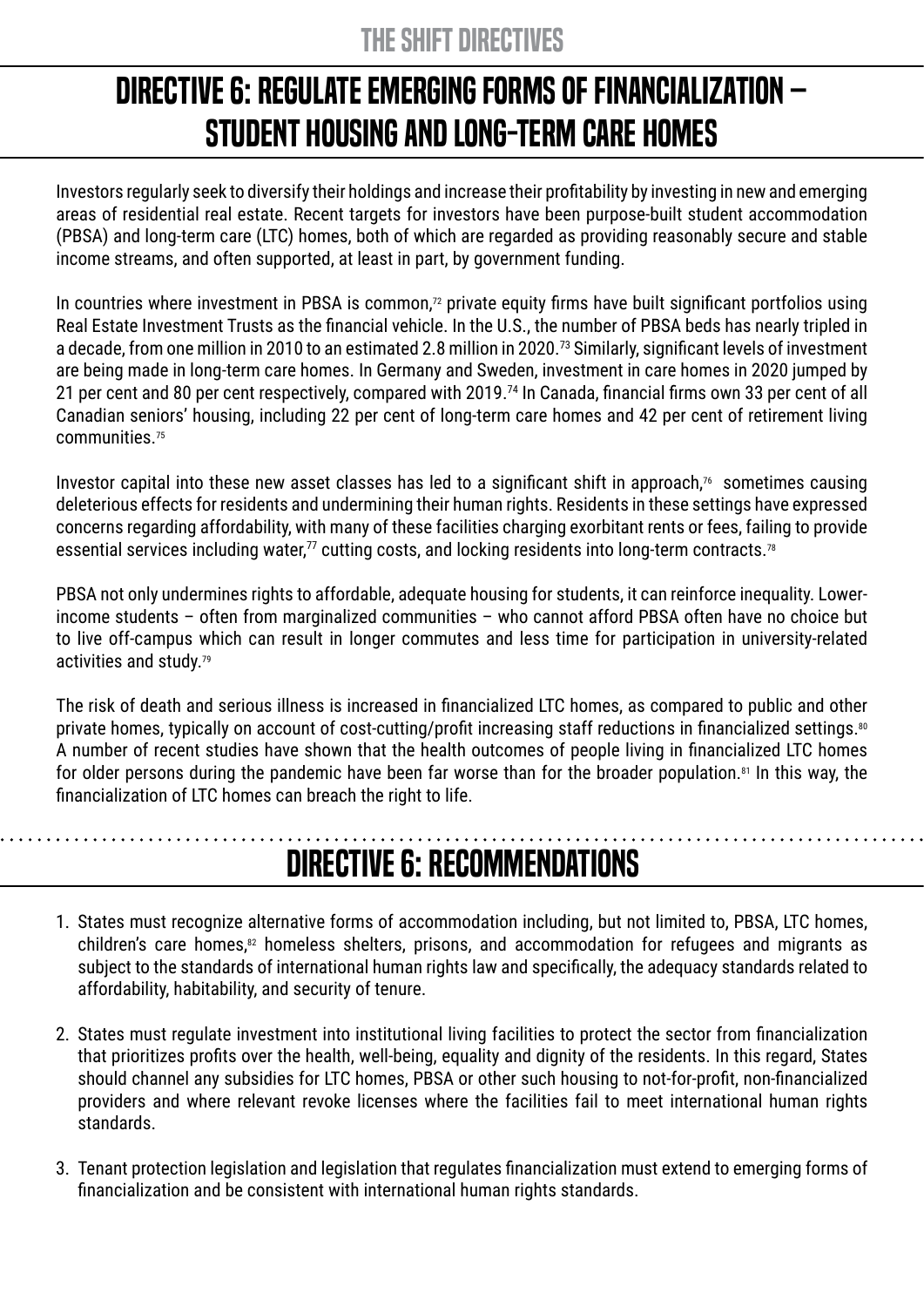# DIRECTIVE 6: REGULATE EMERGING FORMS OF FINANCIALIZATION – STUDENT HOUSING AND LONG-TERM CARE HOMES

Investors regularly seek to diversify their holdings and increase their profitability by investing in new and emerging areas of residential real estate. Recent targets for investors have been purpose-built student accommodation (PBSA) and long-term care (LTC) homes, both of which are regarded as providing reasonably secure and stable income streams, and often supported, at least in part, by government funding.

In countries where investment in PBSA is common,[72] private equity firms have built significant portfolios using Real Estate Investment Trusts as the financial vehicle. In the U.S., the number of PBSA beds has nearly tripled in a decade, from one million in 2010 to an estimated 2.8 million in 2020.[73] Similarly, significant levels of investment are being made in long-term care homes. In Germany and Sweden, investment in care homes in 2020 jumped by 21 per cent and 80 per cent respectively, compared with 2019.[74] In Canada, financial firms own 33 per cent of all Canadian seniors' housing, including 22 per cent of long-term care homes and 42 per cent of retirement living communities.[75]

Investor capital into these new asset classes has led to a significant shift in approach,[76] sometimes causing deleterious effects for residents and undermining their human rights. Residents in these settings have expressed concerns regarding affordability, with many of these facilities charging exorbitant rents or fees, failing to provide essential services including water,[77] cutting costs, and locking residents into long-term contracts.[78]

PBSA not only undermines rights to affordable, adequate housing for students, it can reinforce inequality. Lower-income students – often from marginalized communities – who cannot afford PBSA often have no choice but to live off-campus which can result in longer commutes and less time for participation in university-related activities and study.[79]

The risk of death and serious illness is increased in financialized LTC homes, as compared to public and other private homes, typically on account of cost-cutting/profit increasing staff reductions in financialized settings.[80] A number of recent studies have shown that the health outcomes of people living in financialized LTC homes for older persons during the pandemic have been far worse than for the broader population.[81] In this way, the financialization of LTC homes can breach the right to life.

## DIRECTIVE 6: RECOMMENDATIONS

1. States must recognize alternative forms of accommodation including, but not limited to, PBSA, LTC homes, children's care homes,[82] homeless shelters, prisons, and accommodation for refugees and migrants as subject to the standards of international human rights law and specifically, the adequacy standards related to affordability, habitability, and security of tenure.

2. States must regulate investment into institutional living facilities to protect the sector from financialization that prioritizes profits over the health, well-being, equality and dignity of the residents. In this regard, States should channel any subsidies for LTC homes, PBSA or other such housing to not-for-profit, non-financialized providers and where relevant revoke licenses where the facilities fail to meet international human rights standards.

3. Tenant protection legislation and legislation that regulates financialization must extend to emerging forms of financialization and be consistent with international human rights standards.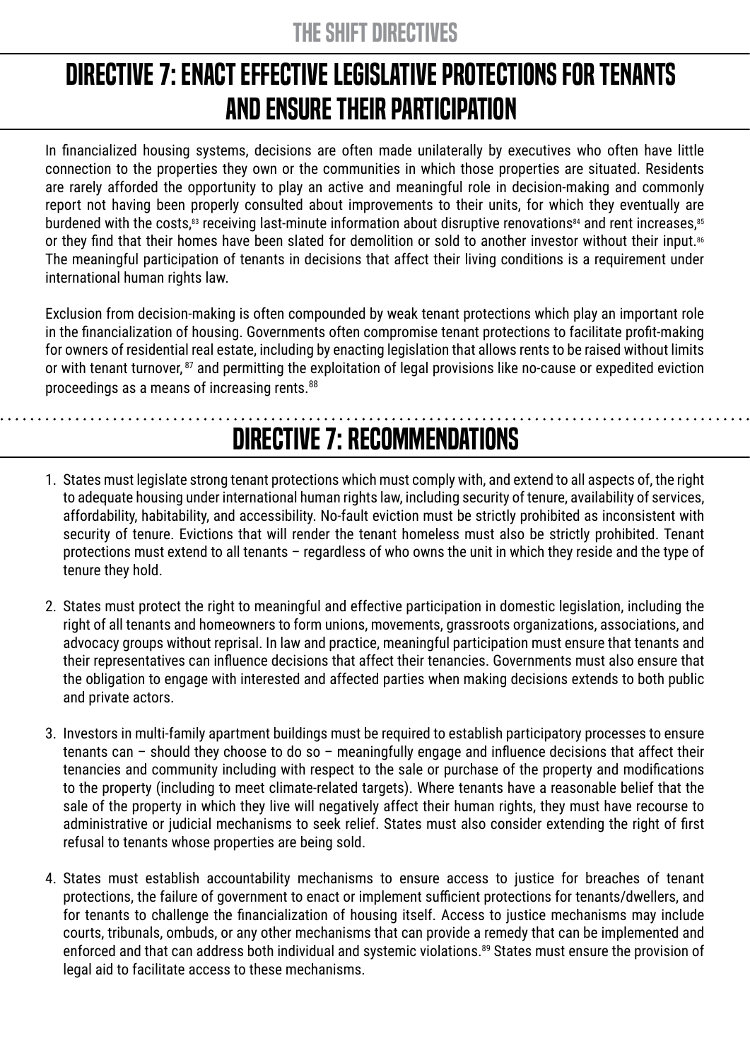# DIRECTIVE 7: ENACT EFFECTIVE LEGISLATIVE PROTECTIONS FOR TENANTS AND ENSURE THEIR PARTICIPATION

In financialized housing systems, decisions are often made unilaterally by executives who often have little connection to the properties they own or the communities in which those properties are situated. Residents are rarely afforded the opportunity to play an active and meaningful role in decision-making and commonly report not having been properly consulted about improvements to their units, for which they eventually are burdened with the costs,[83] receiving last-minute information about disruptive renovations[84] and rent increases,[85] or they find that their homes have been slated for demolition or sold to another investor without their input.[86] The meaningful participation of tenants in decisions that affect their living conditions is a requirement under international human rights law.

Exclusion from decision-making is often compounded by weak tenant protections which play an important role in the financialization of housing. Governments often compromise tenant protections to facilitate profit-making for owners of residential real estate, including by enacting legislation that allows rents to be raised without limits or with tenant turnover,[87] and permitting the exploitation of legal provisions like no-cause or expedited eviction proceedings as a means of increasing rents.[88]

## DIRECTIVE 7: RECOMMENDATIONS

1. States must legislate strong tenant protections which must comply with, and extend to all aspects of, the right to adequate housing under international human rights law, including security of tenure, availability of services, affordability, habitability, and accessibility. No-fault eviction must be strictly prohibited as inconsistent with security of tenure. Evictions that will render the tenant homeless must also be strictly prohibited. Tenant protections must extend to all tenants – regardless of who owns the unit in which they reside and the type of tenure they hold.

2. States must protect the right to meaningful and effective participation in domestic legislation, including the right of all tenants and homeowners to form unions, movements, grassroots organizations, associations, and advocacy groups without reprisal. In law and practice, meaningful participation must ensure that tenants and their representatives can influence decisions that affect their tenancies. Governments must also ensure that the obligation to engage with interested and affected parties when making decisions extends to both public and private actors.

3. Investors in multi-family apartment buildings must be required to establish participatory processes to ensure tenants can – should they choose to do so – meaningfully engage and influence decisions that affect their tenancies and community including with respect to the sale or purchase of the property and modifications to the property (including to meet climate-related targets). Where tenants have a reasonable belief that the sale of the property in which they live will negatively affect their human rights, they must have recourse to administrative or judicial mechanisms to seek relief. States must also consider extending the right of first refusal to tenants whose properties are being sold.

4. States must establish accountability mechanisms to ensure access to justice for breaches of tenant protections, the failure of government to enact or implement sufficient protections for tenants/dwellers, and for tenants to challenge the financialization of housing itself. Access to justice mechanisms may include courts, tribunals, ombuds, or any other mechanisms that can provide a remedy that can be implemented and enforced and that can address both individual and systemic violations.[89] States must ensure the provision of legal aid to facilitate access to these mechanisms.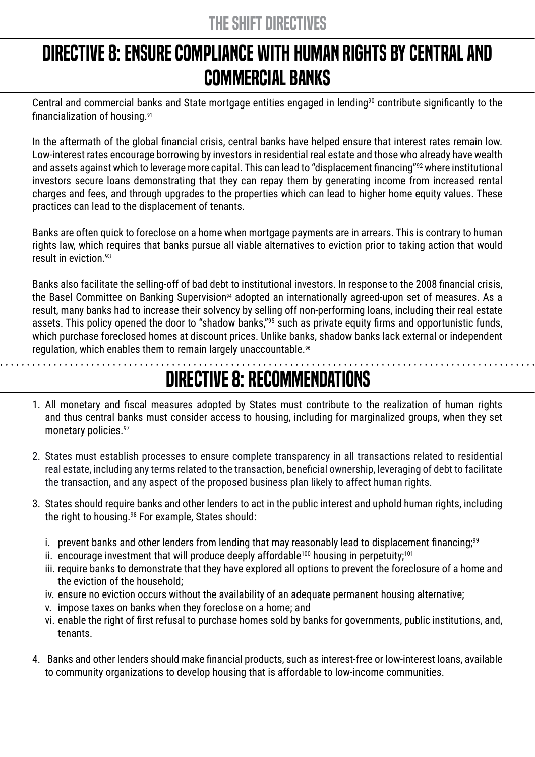# DIRECTIVE 8: ENSURE COMPLIANCE WITH HUMAN RIGHTS BY CENTRAL AND COMMERCIAL BANKS

Central and commercial banks and State mortgage entities engaged in lending[90] contribute significantly to the financialization of housing.[91]

In the aftermath of the global financial crisis, central banks have helped ensure that interest rates remain low. Low-interest rates encourage borrowing by investors in residential real estate and those who already have wealth and assets against which to leverage more capital. This can lead to "displacement financing"[92] where institutional investors secure loans demonstrating that they can repay them by generating income from increased rental charges and fees, and through upgrades to the properties which can lead to higher home equity values. These practices can lead to the displacement of tenants.

Banks are often quick to foreclose on a home when mortgage payments are in arrears. This is contrary to human rights law, which requires that banks pursue all viable alternatives to eviction prior to taking action that would result in eviction.[93]

Banks also facilitate the selling-off of bad debt to institutional investors. In response to the 2008 financial crisis, the Basel Committee on Banking Supervision[94] adopted an internationally agreed-upon set of measures. As a result, many banks had to increase their solvency by selling off non-performing loans, including their real estate assets. This policy opened the door to "shadow banks,"[95] such as private equity firms and opportunistic funds, which purchase foreclosed homes at discount prices. Unlike banks, shadow banks lack external or independent regulation, which enables them to remain largely unaccountable.[96]

## DIRECTIVE 8: RECOMMENDATIONS

1. All monetary and fiscal measures adopted by States must contribute to the realization of human rights and thus central banks must consider access to housing, including for marginalized groups, when they set monetary policies.[97]

2. States must establish processes to ensure complete transparency in all transactions related to residential real estate, including any terms related to the transaction, beneficial ownership, leveraging of debt to facilitate the transaction, and any aspect of the proposed business plan likely to affect human rights.

3. States should require banks and other lenders to act in the public interest and uphold human rights, including the right to housing.[98] For example, States should:

   i. prevent banks and other lenders from lending that may reasonably lead to displacement financing;[99]
   ii. encourage investment that will produce deeply affordable[100] housing in perpetuity;[101]
   iii. require banks to demonstrate that they have explored all options to prevent the foreclosure of a home and the eviction of the household;
   iv. ensure no eviction occurs without the availability of an adequate permanent housing alternative;
   v. impose taxes on banks when they foreclose on a home; and
   vi. enable the right of first refusal to purchase homes sold by banks for governments, public institutions, and, tenants.

4. Banks and other lenders should make financial products, such as interest-free or low-interest loans, available to community organizations to develop housing that is affordable to low-income communities.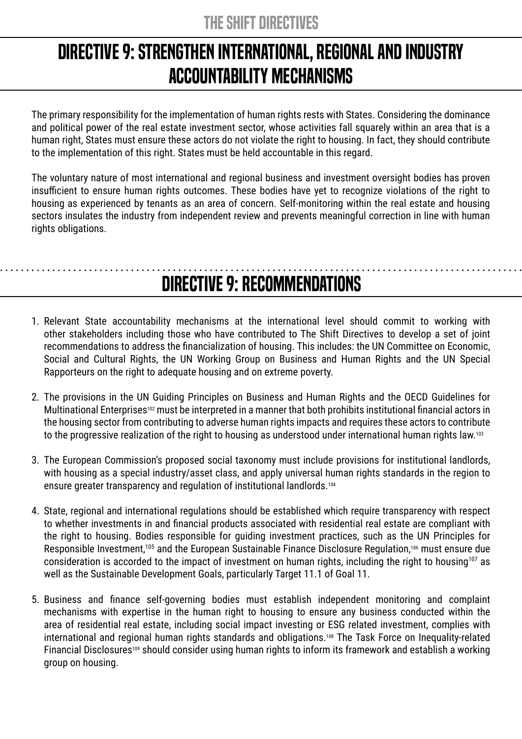# DIRECTIVE 9: STRENGTHEN INTERNATIONAL, REGIONAL AND INDUSTRY ACCOUNTABILITY MECHANISMS

The primary responsibility for the implementation of human rights rests with States. Considering the dominance and political power of the real estate investment sector, whose activities fall squarely within an area that is a human right, States must ensure these actors do not violate the right to housing. In fact, they should contribute to the implementation of this right. States must be held accountable in this regard.

The voluntary nature of most international and regional business and investment oversight bodies has proven insufficient to ensure human rights outcomes. These bodies have yet to recognize violations of the right to housing as experienced by tenants as an area of concern. Self-monitoring within the real estate and housing sectors insulates the industry from independent review and prevents meaningful correction in line with human rights obligations.

## DIRECTIVE 9: RECOMMENDATIONS

1. Relevant State accountability mechanisms at the international level should commit to working with other stakeholders including those who have contributed to The Shift Directives to develop a set of joint recommendations to address the financialization of housing. This includes: the UN Committee on Economic, Social and Cultural Rights, the UN Working Group on Business and Human Rights and the UN Special Rapporteurs on the right to adequate housing and on extreme poverty.

2. The provisions in the UN Guiding Principles on Business and Human Rights and the OECD Guidelines for Multinational Enterprises[102] must be interpreted in a manner that both prohibits institutional financial actors in the housing sector from contributing to adverse human rights impacts and requires these actors to contribute to the progressive realization of the right to housing as understood under international human rights law.[103]

3. The European Commission's proposed social taxonomy must include provisions for institutional landlords, with housing as a special industry/asset class, and apply universal human rights standards in the region to ensure greater transparency and regulation of institutional landlords.[104]

4. State, regional and international regulations should be established which require transparency with respect to whether investments in and financial products associated with residential real estate are compliant with the right to housing. Bodies responsible for guiding investment practices, such as the UN Principles for Responsible Investment,[105] and the European Sustainable Finance Disclosure Regulation,[106] must ensure due consideration is accorded to the impact of investment on human rights, including the right to housing[107] as well as the Sustainable Development Goals, particularly Target 11.1 of Goal 11.

5. Business and finance self-governing bodies must establish independent monitoring and complaint mechanisms with expertise in the human right to housing to ensure any business conducted within the area of residential real estate, including social impact investing or ESG related investment, complies with international and regional human rights standards and obligations.[108] The Task Force on Inequality-related Financial Disclosures[109] should consider using human rights to inform its framework and establish a working group on housing.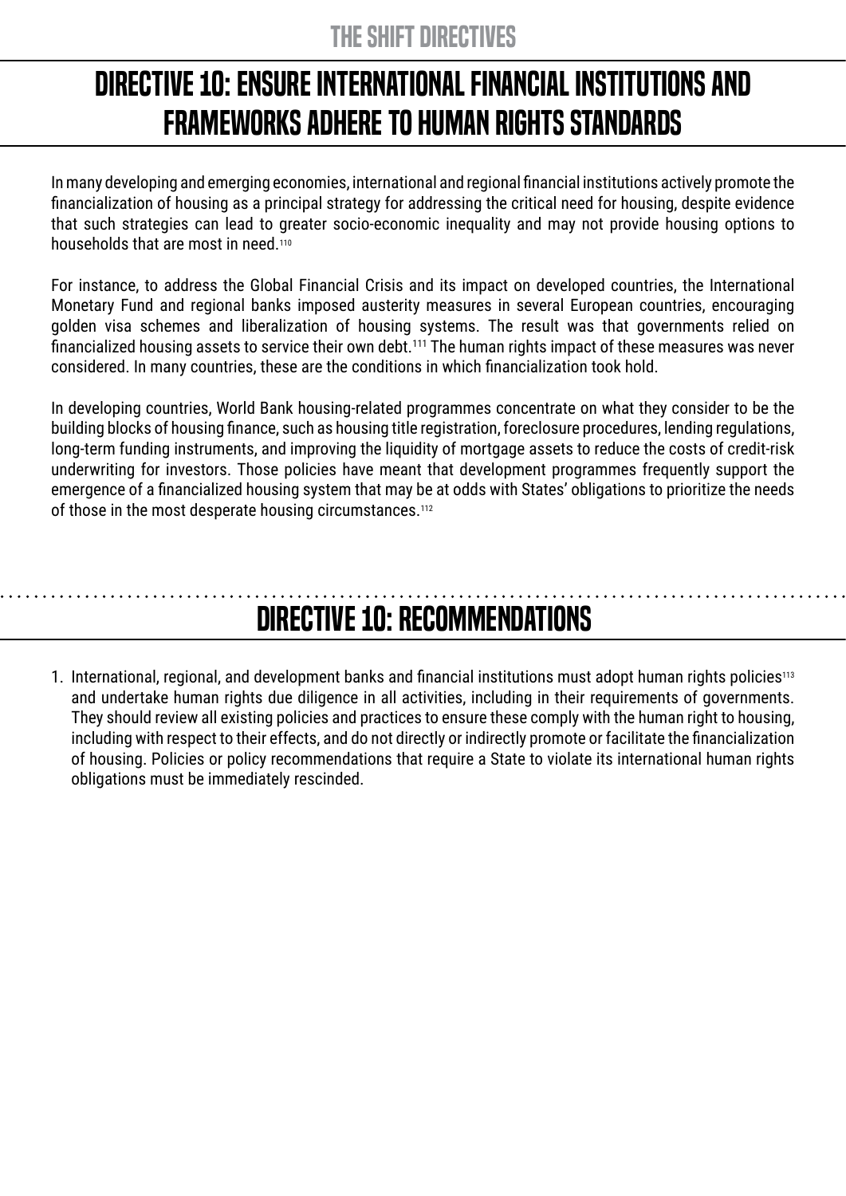# DIRECTIVE 10: ENSURE INTERNATIONAL FINANCIAL INSTITUTIONS AND FRAMEWORKS ADHERE TO HUMAN RIGHTS STANDARDS

In many developing and emerging economies, international and regional financial institutions actively promote the financialization of housing as a principal strategy for addressing the critical need for housing, despite evidence that such strategies can lead to greater socio-economic inequality and may not provide housing options to households that are most in need.[110]

For instance, to address the Global Financial Crisis and its impact on developed countries, the International Monetary Fund and regional banks imposed austerity measures in several European countries, encouraging golden visa schemes and liberalization of housing systems. The result was that governments relied on financialized housing assets to service their own debt.[111] The human rights impact of these measures was never considered. In many countries, these are the conditions in which financialization took hold.

In developing countries, World Bank housing-related programmes concentrate on what they consider to be the building blocks of housing finance, such as housing title registration, foreclosure procedures, lending regulations, long-term funding instruments, and improving the liquidity of mortgage assets to reduce the costs of credit-risk underwriting for investors. Those policies have meant that development programmes frequently support the emergence of a financialized housing system that may be at odds with States' obligations to prioritize the needs of those in the most desperate housing circumstances.[112]

## DIRECTIVE 10: RECOMMENDATIONS

1. International, regional, and development banks and financial institutions must adopt human rights policies[113] and undertake human rights due diligence in all activities, including in their requirements of governments. They should review all existing policies and practices to ensure these comply with the human right to housing, including with respect to their effects, and do not directly or indirectly promote or facilitate the financialization of housing. Policies or policy recommendations that require a State to violate its international human rights obligations must be immediately rescinded.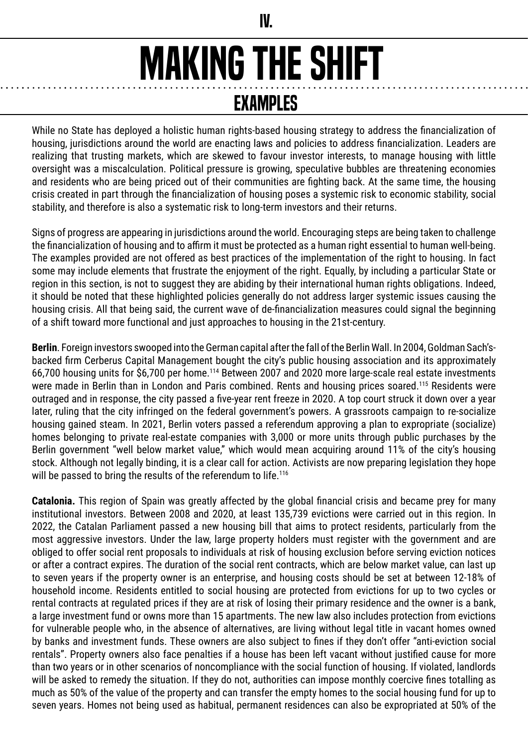IV.

# MAKING THE SHIFT

## EXAMPLES

While no State has deployed a holistic human rights-based housing strategy to address the financialization of housing, jurisdictions around the world are enacting laws and policies to address financialization. Leaders are realizing that trusting markets, which are skewed to favour investor interests, to manage housing with little oversight was a miscalculation. Political pressure is growing, speculative bubbles are threatening economies and residents who are being priced out of their communities are fighting back. At the same time, the housing crisis created in part through the financialization of housing poses a systemic risk to economic stability, social stability, and therefore is also a systematic risk to long-term investors and their returns.

Signs of progress are appearing in jurisdictions around the world. Encouraging steps are being taken to challenge the financialization of housing and to affirm it must be protected as a human right essential to human well-being. The examples provided are not offered as best practices of the implementation of the right to housing. In fact some may include elements that frustrate the enjoyment of the right. Equally, by including a particular State or region in this section, is not to suggest they are abiding by their international human rights obligations. Indeed, it should be noted that these highlighted policies generally do not address larger systemic issues causing the housing crisis. All that being said, the current wave of de-financialization measures could signal the beginning of a shift toward more functional and just approaches to housing in the 21st-century.

**Berlin**. Foreign investors swooped into the German capital after the fall of the Berlin Wall. In 2004, Goldman Sach's-backed firm Cerberus Capital Management bought the city's public housing association and its approximately 66,700 housing units for $6,700 per home.[114] Between 2007 and 2020 more large-scale real estate investments were made in Berlin than in London and Paris combined. Rents and housing prices soared.[115] Residents were outraged and in response, the city passed a five-year rent freeze in 2020. A top court struck it down over a year later, ruling that the city infringed on the federal government's powers. A grassroots campaign to re-socialize housing gained steam. In 2021, Berlin voters passed a referendum approving a plan to expropriate (socialize) homes belonging to private real-estate companies with 3,000 or more units through public purchases by the Berlin government "well below market value," which would mean acquiring around 11% of the city's housing stock. Although not legally binding, it is a clear call for action. Activists are now preparing legislation they hope will be passed to bring the results of the referendum to life.[116]

**Catalonia.** This region of Spain was greatly affected by the global financial crisis and became prey for many institutional investors. Between 2008 and 2020, at least 135,739 evictions were carried out in this region. In 2022, the Catalan Parliament passed a new housing bill that aims to protect residents, particularly from the most aggressive investors. Under the law, large property holders must register with the government and are obliged to offer social rent proposals to individuals at risk of housing exclusion before serving eviction notices or after a contract expires. The duration of the social rent contracts, which are below market value, can last up to seven years if the property owner is an enterprise, and housing costs should be set at between 12-18% of household income. Residents entitled to social housing are protected from evictions for up to two cycles or rental contracts at regulated prices if they are at risk of losing their primary residence and the owner is a bank, a large investment fund or owns more than 15 apartments. The new law also includes protection from evictions for vulnerable people who, in the absence of alternatives, are living without legal title in vacant homes owned by banks and investment funds. These owners are also subject to fines if they don't offer "anti-eviction social rentals". Property owners also face penalties if a house has been left vacant without justified cause for more than two years or in other scenarios of noncompliance with the social function of housing. If violated, landlords will be asked to remedy the situation. If they do not, authorities can impose monthly coercive fines totalling as much as 50% of the value of the property and can transfer the empty homes to the social housing fund for up to seven years. Homes not being used as habitual, permanent residences can also be expropriated at 50% of the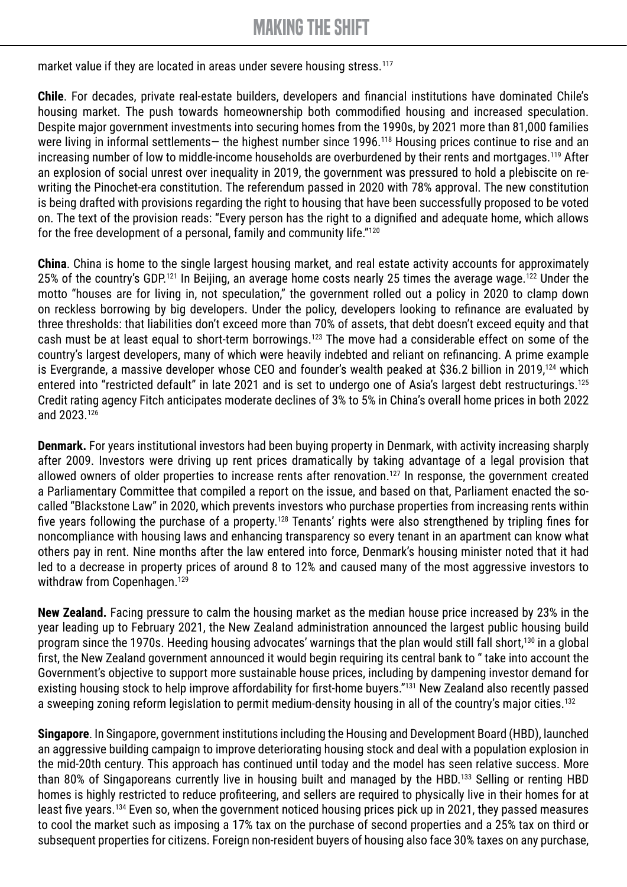market value if they are located in areas under severe housing stress.[117]

**Chile**. For decades, private real-estate builders, developers and financial institutions have dominated Chile's housing market. The push towards homeownership both commodified housing and increased speculation. Despite major government investments into securing homes from the 1990s, by 2021 more than 81,000 families were living in informal settlements— the highest number since 1996.[118] Housing prices continue to rise and an increasing number of low to middle-income households are overburdened by their rents and mortgages.[119] After an explosion of social unrest over inequality in 2019, the government was pressured to hold a plebiscite on re-writing the Pinochet-era constitution. The referendum passed in 2020 with 78% approval. The new constitution is being drafted with provisions regarding the right to housing that have been successfully proposed to be voted on. The text of the provision reads: "Every person has the right to a dignified and adequate home, which allows for the free development of a personal, family and community life."[120]

**China**. China is home to the single largest housing market, and real estate activity accounts for approximately 25% of the country's GDP.[121] In Beijing, an average home costs nearly 25 times the average wage.[122] Under the motto "houses are for living in, not speculation," the government rolled out a policy in 2020 to clamp down on reckless borrowing by big developers. Under the policy, developers looking to refinance are evaluated by three thresholds: that liabilities don't exceed more than 70% of assets, that debt doesn't exceed equity and that cash must be at least equal to short-term borrowings.[123] The move had a considerable effect on some of the country's largest developers, many of which were heavily indebted and reliant on refinancing. A prime example is Evergrande, a massive developer whose CEO and founder's wealth peaked at $36.2 billion in 2019,[124] which entered into "restricted default" in late 2021 and is set to undergo one of Asia's largest debt restructurings.[125] Credit rating agency Fitch anticipates moderate declines of 3% to 5% in China's overall home prices in both 2022 and 2023.[126]

**Denmark.** For years institutional investors had been buying property in Denmark, with activity increasing sharply after 2009. Investors were driving up rent prices dramatically by taking advantage of a legal provision that allowed owners of older properties to increase rents after renovation.[127] In response, the government created a Parliamentary Committee that compiled a report on the issue, and based on that, Parliament enacted the so-called "Blackstone Law" in 2020, which prevents investors who purchase properties from increasing rents within five years following the purchase of a property.[128] Tenants' rights were also strengthened by tripling fines for noncompliance with housing laws and enhancing transparency so every tenant in an apartment can know what others pay in rent. Nine months after the law entered into force, Denmark's housing minister noted that it had led to a decrease in property prices of around 8 to 12% and caused many of the most aggressive investors to withdraw from Copenhagen.[129]

**New Zealand.** Facing pressure to calm the housing market as the median house price increased by 23% in the year leading up to February 2021, the New Zealand administration announced the largest public housing build program since the 1970s. Heeding housing advocates' warnings that the plan would still fall short,[130] in a global first, the New Zealand government announced it would begin requiring its central bank to " take into account the Government's objective to support more sustainable house prices, including by dampening investor demand for existing housing stock to help improve affordability for first-home buyers."[131] New Zealand also recently passed a sweeping zoning reform legislation to permit medium-density housing in all of the country's major cities.[132]

**Singapore**. In Singapore, government institutions including the Housing and Development Board (HBD), launched an aggressive building campaign to improve deteriorating housing stock and deal with a population explosion in the mid-20th century. This approach has continued until today and the model has seen relative success. More than 80% of Singaporeans currently live in housing built and managed by the HBD.[133] Selling or renting HBD homes is highly restricted to reduce profiteering, and sellers are required to physically live in their homes for at least five years.[134] Even so, when the government noticed housing prices pick up in 2021, they passed measures to cool the market such as imposing a 17% tax on the purchase of second properties and a 25% tax on third or subsequent properties for citizens. Foreign non-resident buyers of housing also face 30% taxes on any purchase,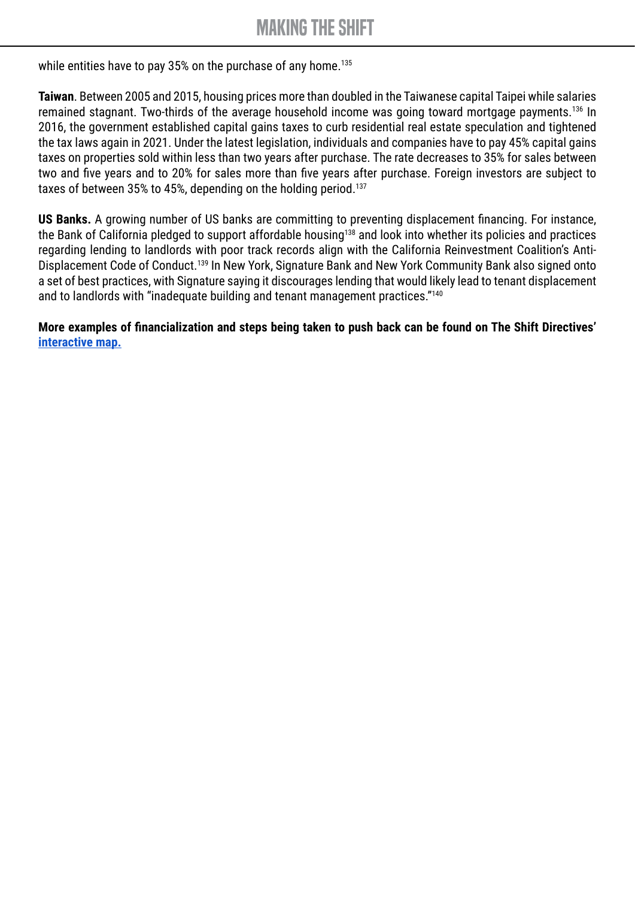while entities have to pay 35% on the purchase of any home.[135]

**Taiwan**. Between 2005 and 2015, housing prices more than doubled in the Taiwanese capital Taipei while salaries remained stagnant. Two-thirds of the average household income was going toward mortgage payments.[136] In 2016, the government established capital gains taxes to curb residential real estate speculation and tightened the tax laws again in 2021. Under the latest legislation, individuals and companies have to pay 45% capital gains taxes on properties sold within less than two years after purchase. The rate decreases to 35% for sales between two and five years and to 20% for sales more than five years after purchase. Foreign investors are subject to taxes of between 35% to 45%, depending on the holding period.[137]

**US Banks.** A growing number of US banks are committing to preventing displacement financing. For instance, the Bank of California pledged to support affordable housing[138] and look into whether its policies and practices regarding lending to landlords with poor track records align with the California Reinvestment Coalition's Anti-Displacement Code of Conduct.[139] In New York, Signature Bank and New York Community Bank also signed onto a set of best practices, with Signature saying it discourages lending that would likely lead to tenant displacement and to landlords with "inadequate building and tenant management practices."[140]

**More examples of financialization and steps being taken to push back can be found on The Shift Directives' interactive map.**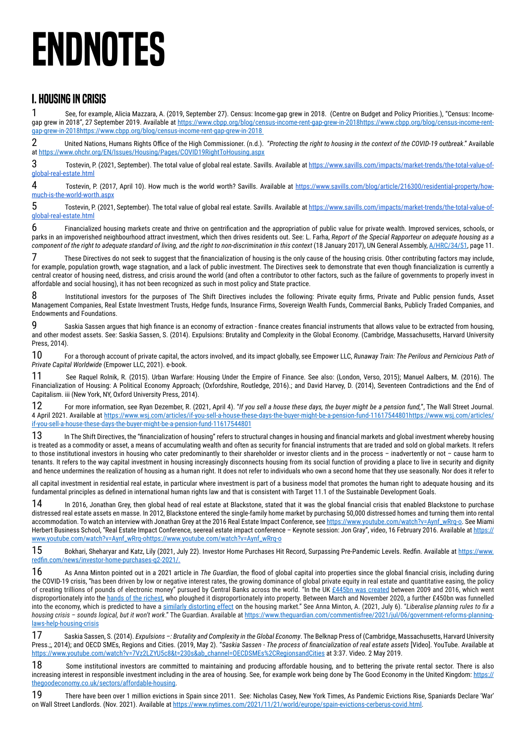# ENDNOTES

## I. HOUSING IN CRISIS

1 See, for example, Alicia Mazzara, A. (2019, September 27). Census: Income-gap grew in 2018. (Centre on Budget and Policy Priorities.), "Census: Income-gap grew in 2018", 27 September 2019. Available at https://www.cbpp.org/blog/census-income-rent-gap-grew-in-2018https://www.cbpp.org/blog/census-income-rent-gap-grew-in-2018https://www.cbpp.org/blog/census-income-rent-gap-grew-in-2018

2 United Nations, Humans Rights Office of the High Commissioner. (n.d.). "*Protecting the right to housing in the context of the COVID-19 outbreak*." Available at https://www.ohchr.org/EN/Issues/Housing/Pages/COVID19RightToHousing.aspx

3 Tostevin, P. (2021, September). The total value of global real estate. Savills. Available at https://www.savills.com/impacts/market-trends/the-total-value-of-global-real-estate.html

4 Tostevin, P. (2017, April 10). How much is the world worth? Savills. Available at https://www.savills.com/blog/article/216300/residential-property/how-much-is-the-world-worth.aspx

5 Tostevin, P. (2021, September). The total value of global real estate. Savills. Available at https://www.savills.com/impacts/market-trends/the-total-value-of-global-real-estate.html

6 Financialized housing markets create and thrive on gentrification and the appropriation of public value for private wealth. Improved services, schools, or parks in an impoverished neighbourhood attract investment, which then drives residents out. See: L. Farha, *Report of the Special Rapporteur on adequate housing as a component of the right to adequate standard of living, and the right to non-discrimination in this context* (18 January 2017), UN General Assembly, A/HRC/34/51, page 11.

7 These Directives do not seek to suggest that the financialization of housing is the only cause of the housing crisis. Other contributing factors may include, for example, population growth, wage stagnation, and a lack of public investment. The Directives seek to demonstrate that even though financialization is currently a central creator of housing need, distress, and crisis around the world (and often a contributor to other factors, such as the failure of governments to properly invest in affordable and social housing), it has not been recognized as such in most policy and State practice.

8 Institutional investors for the purposes of The Shift Directives includes the following: Private equity firms, Private and Public pension funds, Asset Management Companies, Real Estate Investment Trusts, Hedge funds, Insurance Firms, Sovereign Wealth Funds, Commercial Banks, Publicly Traded Companies, and Endowments and Foundations.

9 Saskia Sassen argues that high finance is an economy of extraction - finance creates financial instruments that allows value to be extracted from housing, and other modest assets. See: Saskia Sassen, S. (2014). Expulsions: Brutality and Complexity in the Global Economy. (Cambridge, Massachusetts, Harvard University Press, 2014).

10 For a thorough account of private capital, the actors involved, and its impact globally, see Empower LLC, *Runaway Train: The Perilous and Pernicious Path of Private Capital Worldwide* (Empower LLC, 2021). e-book.

11 See Raquel Rolnik, R. (2015). Urban Warfare: Housing Under the Empire of Finance. See also: (London, Verso, 2015); Manuel Aalbers, M. (2016). The Financialization of Housing: A Political Economy Approach; (Oxfordshire, Routledge, 2016).; and David Harvey, D. (2014), Seventeen Contradictions and the End of Capitalism. iii (New York, NY, Oxford University Press, 2014).

12 For more information, see Ryan Dezember, R. (2021, April 4). "*If you sell a house these days, the buyer might be a pension fund,*", The Wall Street Journal. 4 April 2021. Available at https://www.wsj.com/articles/if-you-sell-a-house-these-days-the-buyer-might-be-a-pension-fund-11617544801https://www.wsj.com/articles/if-you-sell-a-house-these-days-the-buyer-might-be-a-pension-fund-11617544801

13 In The Shift Directives, the "financialization of housing" refers to structural changes in housing and financial markets and global investment whereby housing is treated as a commodity or asset, a means of accumulating wealth and often as security for financial instruments that are traded and sold on global markets. It refers to those institutional investors in housing who cater predominantly to their shareholder or investor clients and in the process – inadvertently or not – cause harm to tenants. It refers to the way capital investment in housing increasingly disconnects housing from its social function of providing a place to live in security and dignity and hence undermines the realization of housing as a human right. It does not refer to individuals who own a second home that they use seasonally. Nor does it refer to

all capital investment in residential real estate, in particular where investment is part of a business model that promotes the human right to adequate housing and its fundamental principles as defined in international human rights law and that is consistent with Target 11.1 of the Sustainable Development Goals.

14 In 2016, Jonathan Grey, then global head of real estate at Blackstone, stated that it was the global financial crisis that enabled Blackstone to purchase distressed real estate assets en masse. In 2012, Blackstone entered the single-family home market by purchasing 50,000 distressed homes and turning them into rental accommodation. To watch an interview with Jonathan Grey at the 2016 Real Estate Impact Conference, see https://www.youtube.com/watch?v=Aynf_wRrq-o. See Miami Herbert Business School, "Real Estate Impact Conference, seereal estate impact conference – Keynote session: Jon Gray", video, 16 February 2016. Available at https://www.youtube.com/watch?v=Aynf_wRrq-ohttps://www.youtube.com/watch?v=Aynf_wRrq-o

15 Bokhari, Sheharyar and Katz, Lily (2021, July 22). Investor Home Purchases Hit Record, Surpassing Pre-Pandemic Levels. Redfin. Available at https://www.redfin.com/news/investor-home-purchases-q2-2021/.

16 As Anna Minton pointed out in a 2021 article in *The Guardian*, the flood of global capital into properties since the global financial crisis, including during the COVID-19 crisis, "has been driven by low or negative interest rates, the growing dominance of global private equity in real estate and quantitative easing, the policy of creating trillions of pounds of electronic money" pursued by Central Banks across the world. "In the UK £445bn was created between 2009 and 2016, which went disproportionately into the hands of the richest, who ploughed it disproportionately into property. Between March and November 2020, a further £450bn was funnelled into the economy, which is predicted to have a similarly distorting effect on the housing market." See Anna Minton, A. (2021, July 6). "*Liberalise planning rules to fix a housing crisis – sounds logical, but it won't work*." The Guardian. Available at https://www.theguardian.com/commentisfree/2021/jul/06/government-reforms-planning-laws-help-housing-crisis

17 Saskia Sassen, S. (2014). *Expulsions –: Brutality and Complexity in the Global Economy*. The Belknap Press of (Cambridge, Massachusetts, Harvard University Press.;, 2014); and OECD SMEs, Regions and Cities. (2019, May 2). "*Saskia Sassen - The process of financialization of real estate assets* [Video]. YouTube. Available at https://www.youtube.com/watch?v=7Vz2LZYU5c8&t=230s&ab_channel=OECDSMEs%2CRegionsandCities at 3:37. Video. 2 May 2019.

18 Some institutional investors are committed to maintaining and producing affordable housing, and to bettering the private rental sector. There is also increasing interest in responsible investment including in the area of housing. See, for example work being done by The Good Economy in the United Kingdom: https://thegoodeconomy.co.uk/sectors/affordable-housing.

19 There have been over 1 million evictions in Spain since 2011. See: Nicholas Casey, New York Times, As Pandemic Evictions Rise, Spaniards Declare 'War' on Wall Street Landlords. (Nov. 2021). Available at https://www.nytimes.com/2021/11/21/world/europe/spain-evictions-cerberus-covid.html.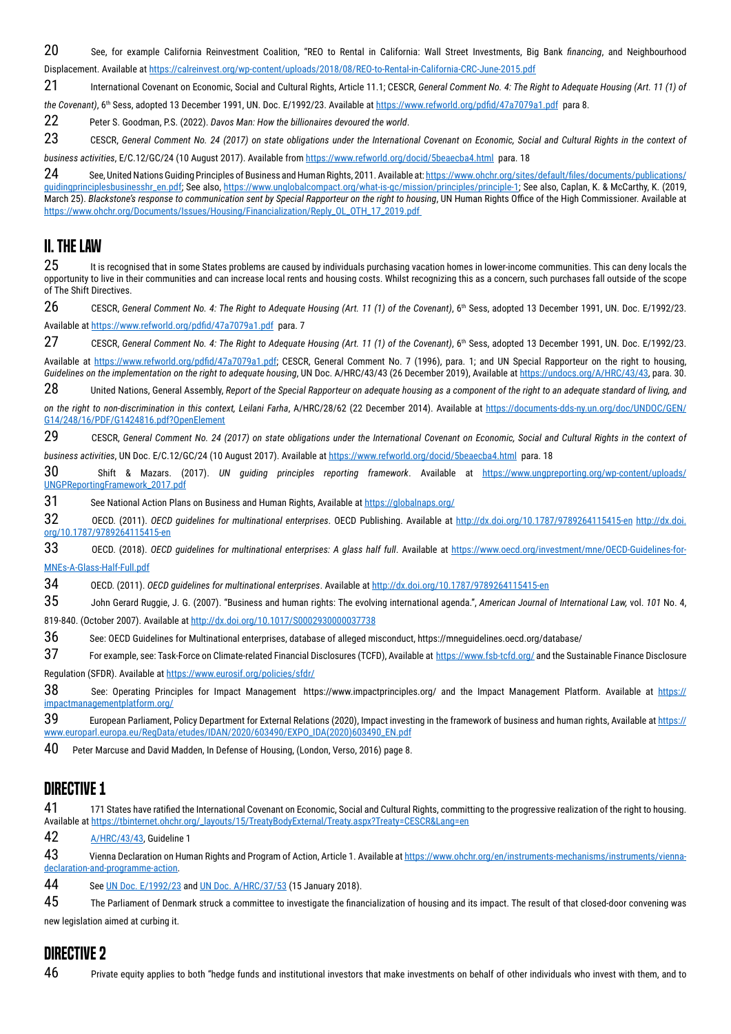20 See, for example California Reinvestment Coalition, "REO to Rental in California: Wall Street Investments, Big Bank *financing*, and Neighbourhood Displacement. Available at https://calreinvest.org/wp-content/uploads/2018/08/REO-to-Rental-in-California-CRC-June-2015.pdf

21 International Covenant on Economic, Social and Cultural Rights, Article 11.1; CESCR, *General Comment No. 4: The Right to Adequate Housing (Art. 11 (1) of the Covenant)*, 6th Sess, adopted 13 December 1991, UN. Doc. E/1992/23. Available at https://www.refworld.org/pdfid/47a7079a1.pdf para 8.

22 Peter S. Goodman, P.S. (2022). *Davos Man: How the billionaires devoured the world*.

23 CESCR, *General Comment No. 24 (2017) on state obligations under the International Covenant on Economic, Social and Cultural Rights in the context of business activities*, E/C.12/GC/24 (10 August 2017). Available from https://www.refworld.org/docid/5beaecba4.html para. 18

24 See, United Nations Guiding Principles of Business and Human Rights, 2011. Available at: https://www.ohchr.org/sites/default/files/documents/publications/guidingprinciplesbusinesshr_en.pdf; See also, https://www.unglobalcompact.org/what-is-gc/mission/principles/principle-1; See also, Caplan, K. & McCarthy, K. (2019, March 25). *Blackstone's response to communication sent by Special Rapporteur on the right to housing*, UN Human Rights Office of the High Commissioner. Available at https://www.ohchr.org/Documents/Issues/Housing/Financialization/Reply_OL_OTH_17_2019.pdf

## II. THE LAW

25 It is recognised that in some States problems are caused by individuals purchasing vacation homes in lower-income communities. This can deny locals the opportunity to live in their communities and can increase local rents and housing costs. Whilst recognizing this as a concern, such purchases fall outside of the scope of The Shift Directives.

26 CESCR, *General Comment No. 4: The Right to Adequate Housing (Art. 11 (1) of the Covenant)*, 6th Sess, adopted 13 December 1991, UN. Doc. E/1992/23. Available at https://www.refworld.org/pdfid/47a7079a1.pdf para. 7

27 CESCR, *General Comment No. 4: The Right to Adequate Housing (Art. 11 (1) of the Covenant)*, 6th Sess, adopted 13 December 1991, UN. Doc. E/1992/23. Available at https://www.refworld.org/pdfid/47a7079a1.pdf; CESCR, General Comment No. 7 (1996), para. 1; and UN Special Rapporteur on the right to housing, *Guidelines on the implementation on the right to adequate housing*, UN Doc. A/HRC/43/43 (26 December 2019), Available at https://undocs.org/A/HRC/43/43, para. 30.

28 United Nations, General Assembly, *Report of the Special Rapporteur on adequate housing as a component of the right to an adequate standard of living, and on the right to non-discrimination in this context, Leilani Farha*, A/HRC/28/62 (22 December 2014). Available at https://documents-dds-ny.un.org/doc/UNDOC/GEN/G14/248/16/PDF/G1424816.pdf?OpenElement

29 CESCR, *General Comment No. 24 (2017) on state obligations under the International Covenant on Economic, Social and Cultural Rights in the context of business activities*, UN Doc. E/C.12/GC/24 (10 August 2017). Available at https://www.refworld.org/docid/5beaecba4.html para. 18

30 Shift & Mazars. (2017). *UN guiding principles reporting framework*. Available at https://www.ungpreporting.org/wp-content/uploads/UNGPReportingFramework_2017.pdf

31 See National Action Plans on Business and Human Rights, Available at https://globalnaps.org/

32 OECD. (2011). *OECD guidelines for multinational enterprises*. OECD Publishing. Available at http://dx.doi.org/10.1787/9789264115415-en http://dx.doi.org/10.1787/9789264115415-en

33 OECD. (2018). *OECD guidelines for multinational enterprises: A glass half full*. Available at https://www.oecd.org/investment/mne/OECD-Guidelines-for-MNEs-A-Glass-Half-Full.pdf

34 OECD. (2011). *OECD guidelines for multinational enterprises*. Available at http://dx.doi.org/10.1787/9789264115415-en

35 John Gerard Ruggie, J. G. (2007). "Business and human rights: The evolving international agenda.", *American Journal of International Law,* vol. *101* No. 4, 819-840. (October 2007). Available at http://dx.doi.org/10.1017/S0002930000037738

36 See: OECD Guidelines for Multinational enterprises, database of alleged misconduct, https://mneguidelines.oecd.org/database/

37 For example, see: Task-Force on Climate-related Financial Disclosures (TCFD), Available at https://www.fsb-tcfd.org/ and the Sustainable Finance Disclosure Regulation (SFDR). Available at https://www.eurosif.org/policies/sfdr/

38 See: Operating Principles for Impact Management https://www.impactprinciples.org/ and the Impact Management Platform. Available at https://impactmanagementplatform.org/

39 European Parliament, Policy Department for External Relations (2020), Impact investing in the framework of business and human rights, Available at https://www.europarl.europa.eu/RegData/etudes/IDAN/2020/603490/EXPO_IDA(2020)603490_EN.pdf

40 Peter Marcuse and David Madden, In Defense of Housing, (London, Verso, 2016) page 8.

## DIRECTIVE 1

41 171 States have ratified the International Covenant on Economic, Social and Cultural Rights, committing to the progressive realization of the right to housing. Available at https://tbinternet.ohchr.org/_layouts/15/TreatyBodyExternal/Treaty.aspx?Treaty=CESCR&Lang=en

42 A/HRC/43/43, Guideline 1

43 Vienna Declaration on Human Rights and Program of Action, Article 1. Available at https://www.ohchr.org/en/instruments-mechanisms/instruments/vienna-declaration-and-programme-action.

44 See UN Doc. E/1992/23 and UN Doc. A/HRC/37/53 (15 January 2018).

45 The Parliament of Denmark struck a committee to investigate the financialization of housing and its impact. The result of that closed-door convening was new legislation aimed at curbing it.

## DIRECTIVE 2

46 Private equity applies to both "hedge funds and institutional investors that make investments on behalf of other individuals who invest with them, and to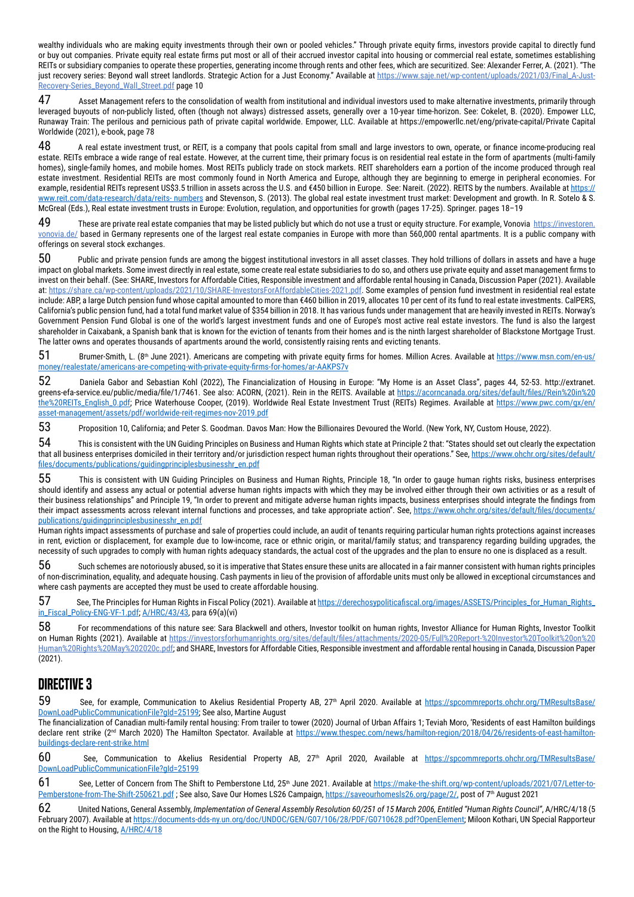wealthy individuals who are making equity investments through their own or pooled vehicles." Through private equity firms, investors provide capital to directly fund or buy out companies. Private equity real estate firms put most or all of their accrued investor capital into housing or commercial real estate, sometimes establishing REITs or subsidiary companies to operate these properties, generating income through rents and other fees, which are securitized. See: Alexander Ferrer, A. (2021). "The just recovery series: Beyond wall street landlords. Strategic Action for a Just Economy." Available at https://www.saje.net/wp-content/uploads/2021/03/Final_A-Just-Recovery-Series_Beyond_Wall_Street.pdf page 10

47 Asset Management refers to the consolidation of wealth from institutional and individual investors used to make alternative investments, primarily through leveraged buyouts of non-publicly listed, often (though not always) distressed assets, generally over a 10-year time-horizon. See: Cokelet, B. (2020). Empower LLC, Runaway Train: The perilous and pernicious path of private capital worldwide. Empower, LLC. Available at https://empowerllc.net/eng/private-capital/Private Capital Worldwide (2021), e-book, page 78

48 A real estate investment trust, or REIT, is a company that pools capital from small and large investors to own, operate, or finance income-producing real estate. REITs embrace a wide range of real estate. However, at the current time, their primary focus is on residential real estate in the form of apartments (multi-family homes), single-family homes, and mobile homes. Most REITs publicly trade on stock markets. REIT shareholders earn a portion of the income produced through real estate investment. Residential REITs are most commonly found in North America and Europe, although they are beginning to emerge in peripheral economies. For example, residential REITs represent US$3.5 trillion in assets across the U.S. and €450 billion in Europe. See: Nareit. (2022). REITS by the numbers. Available at https://www.reit.com/data-research/data/reits- numbers and Stevenson, S. (2013). The global real estate investment trust market: Development and growth. In R. Sotelo & S. McGreal (Eds.), Real estate investment trusts in Europe: Evolution, regulation, and opportunities for growth (pages 17-25). Springer. pages 18–19

49 These are private real estate companies that may be listed publicly but which do not use a trust or equity structure. For example, Vonovia https://investoren.vonovia.de/ based in Germany represents one of the largest real estate companies in Europe with more than 560,000 rental apartments. It is a public company with offerings on several stock exchanges.

50 Public and private pension funds are among the biggest institutional investors in all asset classes. They hold trillions of dollars in assets and have a huge impact on global markets. Some invest directly in real estate, some create real estate subsidiaries to do so, and others use private equity and asset management firms to invest on their behalf. (See: SHARE, Investors for Affordable Cities, Responsible investment and affordable rental housing in Canada, Discussion Paper (2021). Available at: https://share.ca/wp-content/uploads/2021/10/SHARE-InvestorsForAffordableCities-2021.pdf. Some examples of pension fund investment in residential real estate include: ABP, a large Dutch pension fund whose capital amounted to more than €460 billion in 2019, allocates 10 per cent of its fund to real estate investments. CalPERS, California's public pension fund, had a total fund market value of $354 billion in 2018. It has various funds under management that are heavily invested in REITs. Norway's Government Pension Fund Global is one of the world's largest investment funds and one of Europe's most active real estate investors. The fund is also the largest shareholder in Caixabank, a Spanish bank that is known for the eviction of tenants from their homes and is the ninth largest shareholder of Blackstone Mortgage Trust. The latter owns and operates thousands of apartments around the world, consistently raising rents and evicting tenants.

51 Brumer-Smith, L. (8th June 2021). Americans are competing with private equity firms for homes. Million Acres. Available at https://www.msn.com/en-us/money/realestate/americans-are-competing-with-private-equity-firms-for-homes/ar-AAKPS7v

52 Daniela Gabor and Sebastian Kohl (2022), The Financialization of Housing in Europe: "My Home is an Asset Class", pages 44, 52-53. http://extranet.greens-efa-service.eu/public/media/file/1/7461. See also: ACORN, (2021). Rein in the REITS. Available at https://acorncanada.org/sites/default/files//Rein%20in%20the%20REITs_English_0.pdf; Price Waterhouse Cooper, (2019). Worldwide Real Estate Investment Trust (REITs) Regimes. Available at https://www.pwc.com/gx/en/asset-management/assets/pdf/worldwide-reit-regimes-nov-2019.pdf

53 Proposition 10, California; and Peter S. Goodman. Davos Man: How the Billionaires Devoured the World. (New York, NY, Custom House, 2022).

54 This is consistent with the UN Guiding Principles on Business and Human Rights which state at Principle 2 that: "States should set out clearly the expectation that all business enterprises domiciled in their territory and/or jurisdiction respect human rights throughout their operations." See, https://www.ohchr.org/sites/default/files/documents/publications/guidingprinciplesbusinesshr_en.pdf

55 This is consistent with UN Guiding Principles on Business and Human Rights, Principle 18, "In order to gauge human rights risks, business enterprises should identify and assess any actual or potential adverse human rights impacts with which they may be involved either through their own activities or as a result of their business relationships" and Principle 19, "In order to prevent and mitigate adverse human rights impacts, business enterprises should integrate the findings from their impact assessments across relevant internal functions and processes, and take appropriate action". See, https://www.ohchr.org/sites/default/files/documents/publications/guidingprinciplesbusinesshr_en.pdf

Human rights impact assessments of purchase and sale of properties could include, an audit of tenants requiring particular human rights protections against increases in rent, eviction or displacement, for example due to low-income, race or ethnic origin, or marital/family status; and transparency regarding building upgrades, the necessity of such upgrades to comply with human rights adequacy standards, the actual cost of the upgrades and the plan to ensure no one is displaced as a result.

56 Such schemes are notoriously abused, so it is imperative that States ensure these units are allocated in a fair manner consistent with human rights principles of non-discrimination, equality, and adequate housing. Cash payments in lieu of the provision of affordable units must only be allowed in exceptional circumstances and where cash payments are accepted they must be used to create affordable housing.

57 See, The Principles for Human Rights in Fiscal Policy (2021). Available at https://derechosypoliticafiscal.org/images/ASSETS/Principles_for_Human_Rights_in_Fiscal_Policy-ENG-VF-1.pdf; A/HRC/43/43, para 69(a)(vi)

58 For recommendations of this nature see: Sara Blackwell and others, Investor toolkit on human rights, Investor Alliance for Human Rights, Investor Toolkit on Human Rights (2021). Available at https://investorsforhumanrights.org/sites/default/files/attachments/2020-05/Full%20Report-%20Investor%20Toolkit%20on%20Human%20Rights%20May%202020c.pdf; and SHARE, Investors for Affordable Cities, Responsible investment and affordable rental housing in Canada, Discussion Paper (2021).

## DIRECTIVE 3

59 See, for example, Communication to Akelius Residential Property AB, 27th April 2020. Available at https://spcommreports.ohchr.org/TMResultsBase/DownLoadPublicCommunicationFile?gId=25199; See also, Martine August

The financialization of Canadian multi-family rental housing: From trailer to tower (2020) Journal of Urban Affairs 1; Teviah Moro, 'Residents of east Hamilton buildings declare rent strike (2nd March 2020) The Hamilton Spectator. Available at https://www.thespec.com/news/hamilton-region/2018/04/26/residents-of-east-hamilton-buildings-declare-rent-strike.html

60 See, Communication to Akelius Residential Property AB, 27th April 2020, Available at https://spcommreports.ohchr.org/TMResultsBase/DownLoadPublicCommunicationFile?gId=25199

61 See, Letter of Concern from The Shift to Pemberstone Ltd, 25th June 2021. Available at https://make-the-shift.org/wp-content/uploads/2021/07/Letter-to-Pemberstone-from-The-Shift-250621.pdf ; See also, Save Our Homes LS26 Campaign, https://saveourhomesls26.org/page/2/, post of 7th August 2021

62 United Nations, General Assembly, *Implementation of General Assembly Resolution 60/251 of 15 March 2006, Entitled "Human Rights Council"*, A/HRC/4/18 (5 February 2007). Available at https://documents-dds-ny.un.org/doc/UNDOC/GEN/G07/106/28/PDF/G0710628.pdf?OpenElement; Miloon Kothari, UN Special Rapporteur on the Right to Housing, A/HRC/4/18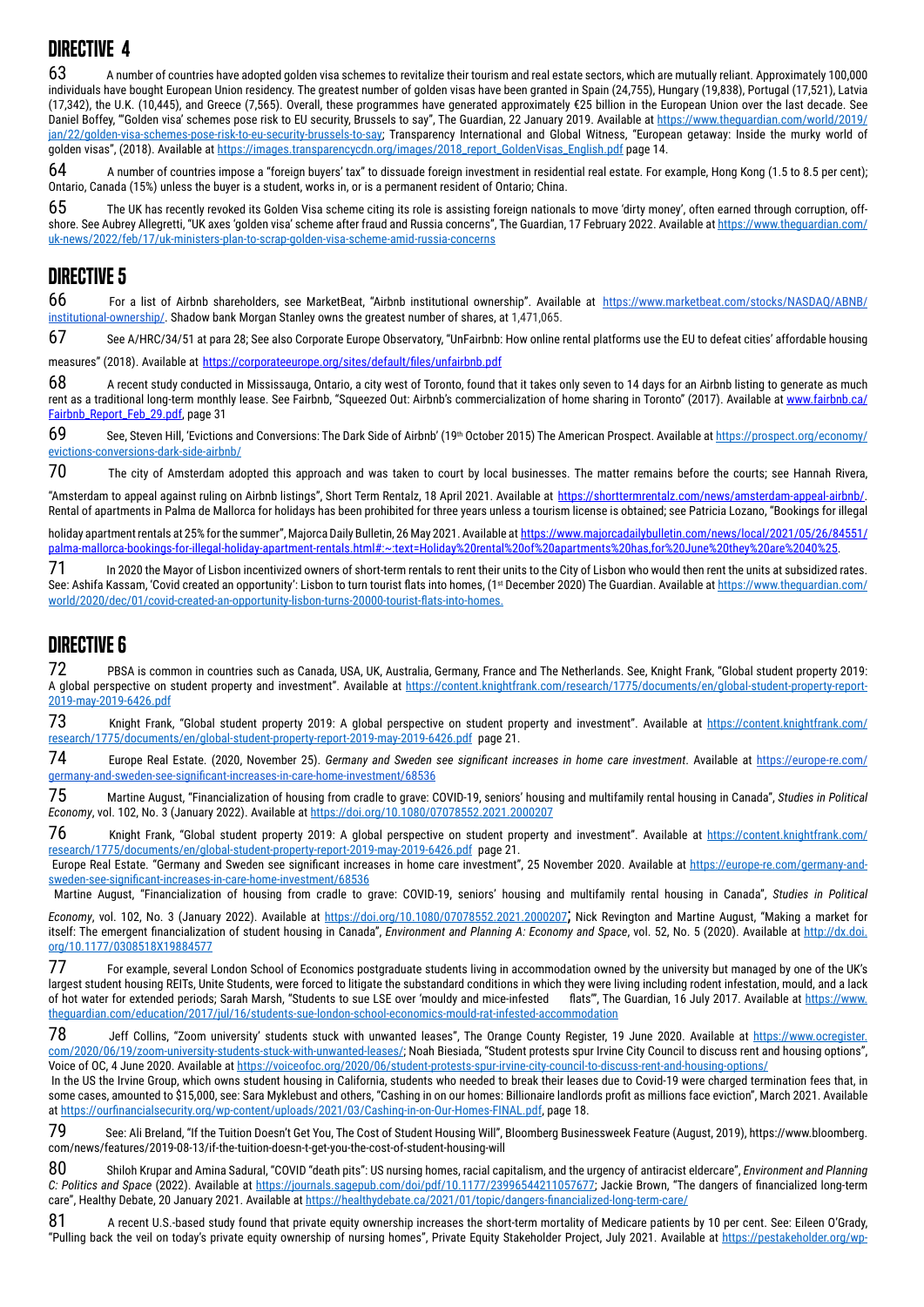## DIRECTIVE 4

63 A number of countries have adopted golden visa schemes to revitalize their tourism and real estate sectors, which are mutually reliant. Approximately 100,000 individuals have bought European Union residency. The greatest number of golden visas have been granted in Spain (24,755), Hungary (19,838), Portugal (17,521), Latvia (17,342), the U.K. (10,445), and Greece (7,565). Overall, these programmes have generated approximately €25 billion in the European Union over the last decade. See Daniel Boffey, "'Golden visa' schemes pose risk to EU security, Brussels to say", The Guardian, 22 January 2019. Available at https://www.theguardian.com/world/2019/jan/22/golden-visa-schemes-pose-risk-to-eu-security-brussels-to-say; Transparency International and Global Witness, "European getaway: Inside the murky world of golden visas", (2018). Available at https://images.transparencycdn.org/images/2018_report_GoldenVisas_English.pdf page 14.

64 A number of countries impose a "foreign buyers' tax" to dissuade foreign investment in residential real estate. For example, Hong Kong (1.5 to 8.5 per cent); Ontario, Canada (15%) unless the buyer is a student, works in, or is a permanent resident of Ontario; China.

65 The UK has recently revoked its Golden Visa scheme citing its role is assisting foreign nationals to move 'dirty money', often earned through corruption, off-shore. See Aubrey Allegretti, "UK axes 'golden visa' scheme after fraud and Russia concerns", The Guardian, 17 February 2022. Available at https://www.theguardian.com/uk-news/2022/feb/17/uk-ministers-plan-to-scrap-golden-visa-scheme-amid-russia-concerns

## DIRECTIVE 5

66 For a list of Airbnb shareholders, see MarketBeat, "Airbnb institutional ownership". Available at https://www.marketbeat.com/stocks/NASDAQ/ABNB/institutional-ownership/. Shadow bank Morgan Stanley owns the greatest number of shares, at 1,471,065.

67 See A/HRC/34/51 at para 28; See also Corporate Europe Observatory, "UnFairbnb: How online rental platforms use the EU to defeat cities' affordable housing measures" (2018). Available at https://corporateeurope.org/sites/default/files/unfairbnb.pdf

68 A recent study conducted in Mississauga, Ontario, a city west of Toronto, found that it takes only seven to 14 days for an Airbnb listing to generate as much rent as a traditional long-term monthly lease. See Fairbnb, "Squeezed Out: Airbnb's commercialization of home sharing in Toronto" (2017). Available at www.fairbnb.ca/Fairbnb_Report_Feb_29.pdf, page 31

69 See, Steven Hill, 'Evictions and Conversions: The Dark Side of Airbnb' (19th October 2015) The American Prospect. Available at https://prospect.org/economy/evictions-conversions-dark-side-airbnb/

70 The city of Amsterdam adopted this approach and was taken to court by local businesses. The matter remains before the courts; see Hannah Rivera, "Amsterdam to appeal against ruling on Airbnb listings", Short Term Rentalz, 18 April 2021. Available at https://shorttermrentalz.com/news/amsterdam-appeal-airbnb/. Rental of apartments in Palma de Mallorca for holidays has been prohibited for three years unless a tourism license is obtained; see Patricia Lozano, "Bookings for illegal holiday apartment rentals at 25% for the summer", Majorca Daily Bulletin, 26 May 2021. Available at https://www.majorcadailybulletin.com/news/local/2021/05/26/84551/palma-mallorca-bookings-for-illegal-holiday-apartment-rentals.html#:~:text=Holiday%20rental%20of%20apartments%20has,for%20June%20they%20are%2040%25.

71 In 2020 the Mayor of Lisbon incentivized owners of short-term rentals to rent their units to the City of Lisbon who would then rent the units at subsidized rates. See: Ashifa Kassam, 'Covid created an opportunity': Lisbon to turn tourist flats into homes, (1st December 2020) The Guardian. Available at https://www.theguardian.com/world/2020/dec/01/covid-created-an-opportunity-lisbon-turns-20000-tourist-flats-into-homes.

## DIRECTIVE 6

72 PBSA is common in countries such as Canada, USA, UK, Australia, Germany, France and The Netherlands. See, Knight Frank, "Global student property 2019: A global perspective on student property and investment". Available at https://content.knightfrank.com/research/1775/documents/en/global-student-property-report-2019-may-2019-6426.pdf

73 Knight Frank, "Global student property 2019: A global perspective on student property and investment". Available at https://content.knightfrank.com/research/1775/documents/en/global-student-property-report-2019-may-2019-6426.pdf page 21.

74 Europe Real Estate. (2020, November 25). *Germany and Sweden see significant increases in home care investment*. Available at https://europe-re.com/germany-and-sweden-see-significant-increases-in-care-home-investment/68536

75 Martine August, "Financialization of housing from cradle to grave: COVID-19, seniors' housing and multifamily rental housing in Canada", *Studies in Political Economy*, vol. 102, No. 3 (January 2022). Available at https://doi.org/10.1080/07078552.2021.2000207

76 Knight Frank, "Global student property 2019: A global perspective on student property and investment". Available at https://content.knightfrank.com/research/1775/documents/en/global-student-property-report-2019-may-2019-6426.pdf page 21.

Europe Real Estate. "Germany and Sweden see significant increases in home care investment", 25 November 2020. Available at https://europe-re.com/germany-and-sweden-see-significant-increases-in-care-home-investment/68536

Martine August, "Financialization of housing from cradle to grave: COVID-19, seniors' housing and multifamily rental housing in Canada", *Studies in Political Economy*, vol. 102, No. 3 (January 2022). Available at https://doi.org/10.1080/07078552.2021.2000207; Nick Revington and Martine August, "Making a market for itself: The emergent financialization of student housing in Canada", *Environment and Planning A: Economy and Space*, vol. 52, No. 5 (2020). Available at http://dx.doi.org/10.1177/0308518X19884577

77 For example, several London School of Economics postgraduate students living in accommodation owned by the university but managed by one of the UK's largest student housing REITs, Unite Students, were forced to litigate the substandard conditions in which they were living including rodent infestation, mould, and a lack of hot water for extended periods; Sarah Marsh, "Students to sue LSE over 'mouldy and mice-infested flats'", The Guardian, 16 July 2017. Available at https://www.theguardian.com/education/2017/jul/16/students-sue-london-school-economics-mould-rat-infested-accommodation

78 Jeff Collins, "'Zoom university' students stuck with unwanted leases", The Orange County Register, 19 June 2020. Available at https://www.ocregister.com/2020/06/19/zoom-university-students-stuck-with-unwanted-leases/; Noah Biesiada, "Student protests spur Irvine City Council to discuss rent and housing options", Voice of OC, 4 June 2020. Available at https://voiceofoc.org/2020/06/student-protests-spur-irvine-city-council-to-discuss-rent-and-housing-options/

In the US the Irvine Group, which owns student housing in California, students who needed to break their leases due to Covid-19 were charged termination fees that, in some cases, amounted to $15,000, see: Sara Myklebust and others, "Cashing in on our homes: Billionaire landlords profit as millions face eviction", March 2021. Available at https://ourfinancialsecurity.org/wp-content/uploads/2021/03/Cashing-in-on-Our-Homes-FINAL.pdf, page 18.

79 See: Ali Breland, "If the Tuition Doesn't Get You, The Cost of Student Housing Will", Bloomberg Businessweek Feature (August, 2019), https://www.bloomberg.com/news/features/2019-08-13/if-the-tuition-doesn-t-get-you-the-cost-of-student-housing-will

80 Shiloh Krupar and Amina Sadural, "COVID "death pits": US nursing homes, racial capitalism, and the urgency of antiracist eldercare", *Environment and Planning C: Politics and Space* (2022). Available at https://journals.sagepub.com/doi/pdf/10.1177/23996544211057677; Jackie Brown, "The dangers of financialized long-term care", Healthy Debate, 20 January 2021. Available at https://healthydebate.ca/2021/01/topic/dangers-financialized-long-term-care/

81 A recent U.S.-based study found that private equity ownership increases the short-term mortality of Medicare patients by 10 per cent. See: Eileen O'Grady, "Pulling back the veil on today's private equity ownership of nursing homes", Private Equity Stakeholder Project, July 2021. Available at https://pestakeholder.org/wp-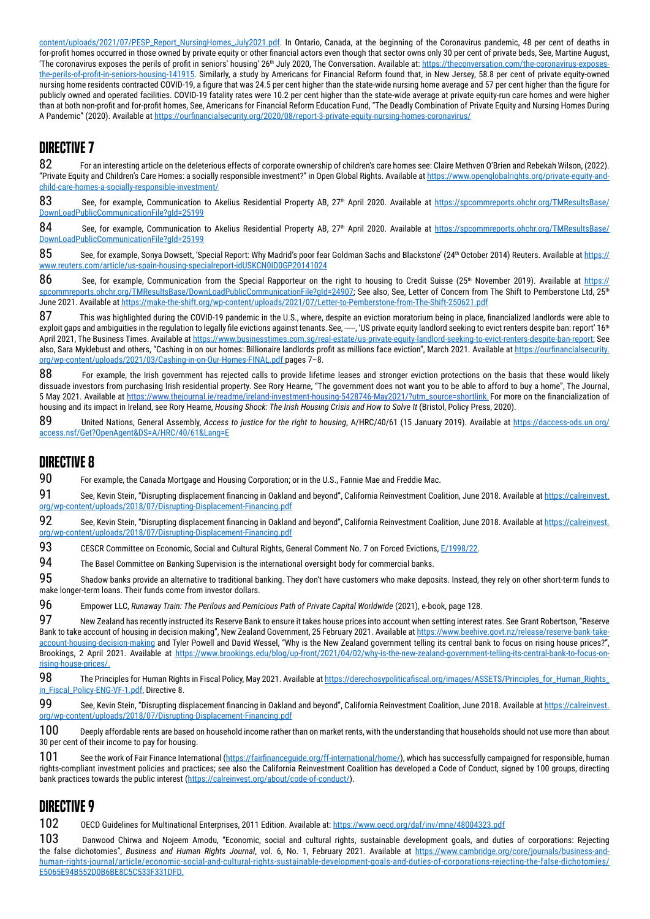content/uploads/2021/07/PESP_Report_NursingHomes_July2021.pdf. In Ontario, Canada, at the beginning of the Coronavirus pandemic, 48 per cent of deaths in for-profit homes occurred in those owned by private equity or other financial actors even though that sector owns only 30 per cent of private beds, See, Martine August, 'The coronavirus exposes the perils of profit in seniors' housing' 26th July 2020, The Conversation. Available at: https://theconversation.com/the-coronavirus-exposes-the-perils-of-profit-in-seniors-housing-141915. Similarly, a study by Americans for Financial Reform found that, in New Jersey, 58.8 per cent of private equity-owned nursing home residents contracted COVID-19, a figure that was 24.5 per cent higher than the state-wide nursing home average and 57 per cent higher than the figure for publicly owned and operated facilities. COVID-19 fatality rates were 10.2 per cent higher than the state-wide average at private equity-run care homes and were higher than at both non-profit and for-profit homes, See, Americans for Financial Reform Education Fund, "The Deadly Combination of Private Equity and Nursing Homes During A Pandemic" (2020). Available at https://ourfinancialsecurity.org/2020/08/report-3-private-equity-nursing-homes-coronavirus/

## DIRECTIVE 7

82 For an interesting article on the deleterious effects of corporate ownership of children's care homes see: Claire Methven O'Brien and Rebekah Wilson, (2022). "Private Equity and Children's Care Homes: a socially responsible investment?" in Open Global Rights. Available at https://www.openglobalrights.org/private-equity-and-child-care-homes-a-socially-responsible-investment/

83 See, for example, Communication to Akelius Residential Property AB, 27th April 2020. Available at https://spcommreports.ohchr.org/TMResultsBase/DownLoadPublicCommunicationFile?gId=25199

84 See, for example, Communication to Akelius Residential Property AB, 27th April 2020. Available at https://spcommreports.ohchr.org/TMResultsBase/DownLoadPublicCommunicationFile?gId=25199

85 See, for example, Sonya Dowsett, 'Special Report: Why Madrid's poor fear Goldman Sachs and Blackstone' (24th October 2014) Reuters. Available at https://www.reuters.com/article/us-spain-housing-specialreport-idUSKCN0ID0GP20141024

86 See, for example, Communication from the Special Rapporteur on the right to housing to Credit Suisse (25th November 2019). Available at https://spcommreports.ohchr.org/TMResultsBase/DownLoadPublicCommunicationFile?gId=24907; See also, See, Letter of Concern from The Shift to Pemberstone Ltd, 25th June 2021. Available at https://make-the-shift.org/wp-content/uploads/2021/07/Letter-to-Pemberstone-from-The-Shift-250621.pdf

87 This was highlighted during the COVID-19 pandemic in the U.S., where, despite an eviction moratorium being in place, financialized landlords were able to exploit gaps and ambiguities in the regulation to legally file evictions against tenants. See, -----, 'US private equity landlord seeking to evict renters despite ban: report' 16th April 2021, The Business Times. Available at https://www.businesstimes.com.sg/real-estate/us-private-equity-landlord-seeking-to-evict-renters-despite-ban-report; See also, Sara Myklebust and others, "Cashing in on our homes: Billionaire landlords profit as millions face eviction", March 2021. Available at https://ourfinancialsecurity.org/wp-content/uploads/2021/03/Cashing-in-on-Our-Homes-FINAL.pdf pages 7–8.

88 For example, the Irish government has rejected calls to provide lifetime leases and stronger eviction protections on the basis that these would likely dissuade investors from purchasing Irish residential property. See Rory Hearne, "The government does not want you to be able to afford to buy a home", The Journal, 5 May 2021. Available at https://www.thejournal.ie/readme/ireland-investment-housing-5428746-May2021/?utm_source=shortlink. For more on the financialization of housing and its impact in Ireland, see Rory Hearne, *Housing Shock: The Irish Housing Crisis and How to Solve It* (Bristol, Policy Press, 2020).

89 United Nations, General Assembly, *Access to justice for the right to housing*, A/HRC/40/61 (15 January 2019). Available at https://daccess-ods.un.org/access.nsf/Get?OpenAgent&DS=A/HRC/40/61&Lang=E

## DIRECTIVE 8

90 For example, the Canada Mortgage and Housing Corporation; or in the U.S., Fannie Mae and Freddie Mac.

91 See, Kevin Stein, "Disrupting displacement financing in Oakland and beyond", California Reinvestment Coalition, June 2018. Available at https://calreinvest.org/wp-content/uploads/2018/07/Disrupting-Displacement-Financing.pdf

92 See, Kevin Stein, "Disrupting displacement financing in Oakland and beyond", California Reinvestment Coalition, June 2018. Available at https://calreinvest.org/wp-content/uploads/2018/07/Disrupting-Displacement-Financing.pdf

93 CESCR Committee on Economic, Social and Cultural Rights, General Comment No. 7 on Forced Evictions, E/1998/22.

94 The Basel Committee on Banking Supervision is the international oversight body for commercial banks.

95 Shadow banks provide an alternative to traditional banking. They don't have customers who make deposits. Instead, they rely on other short-term funds to make longer-term loans. Their funds come from investor dollars.

96 Empower LLC, *Runaway Train: The Perilous and Pernicious Path of Private Capital Worldwide* (2021), e-book, page 128.

97 New Zealand has recently instructed its Reserve Bank to ensure it takes house prices into account when setting interest rates. See Grant Robertson, "Reserve Bank to take account of housing in decision making", New Zealand Government, 25 February 2021. Available at https://www.beehive.govt.nz/release/reserve-bank-take-account-housing-decision-making and Tyler Powell and David Wessel, "Why is the New Zealand government telling its central bank to focus on rising house prices?", Brookings, 2 April 2021. Available at https://www.brookings.edu/blog/up-front/2021/04/02/why-is-the-new-zealand-government-telling-its-central-bank-to-focus-on-rising-house-prices/.

98 The Principles for Human Rights in Fiscal Policy, May 2021. Available at https://derechosypoliticafiscal.org/images/ASSETS/Principles_for_Human_Rights_in_Fiscal_Policy-ENG-VF-1.pdf, Directive 8.

99 See, Kevin Stein, "Disrupting displacement financing in Oakland and beyond", California Reinvestment Coalition, June 2018. Available at https://calreinvest.org/wp-content/uploads/2018/07/Disrupting-Displacement-Financing.pdf

100 Deeply affordable rents are based on household income rather than on market rents, with the understanding that households should not use more than about 30 per cent of their income to pay for housing.

101 See the work of Fair Finance International (https://fairfinanceguide.org/ff-international/home/), which has successfully campaigned for responsible, human rights-compliant investment policies and practices; see also the California Reinvestment Coalition has developed a Code of Conduct, signed by 100 groups, directing bank practices towards the public interest (https://calreinvest.org/about/code-of-conduct/).

## DIRECTIVE 9

102 OECD Guidelines for Multinational Enterprises, 2011 Edition. Available at: https://www.oecd.org/daf/inv/mne/48004323.pdf

103 Danwood Chirwa and Nojeem Amodu, "Economic, social and cultural rights, sustainable development goals, and duties of corporations: Rejecting the false dichotomies", *Business and Human Rights Journal*, vol. 6, No. 1, February 2021. Available at https://www.cambridge.org/core/journals/business-and-human-rights-journal/article/economic-social-and-cultural-rights-sustainable-development-goals-and-duties-of-corporations-rejecting-the-false-dichotomies/E5065E94B552D0B6BE8C5C533F331DFD.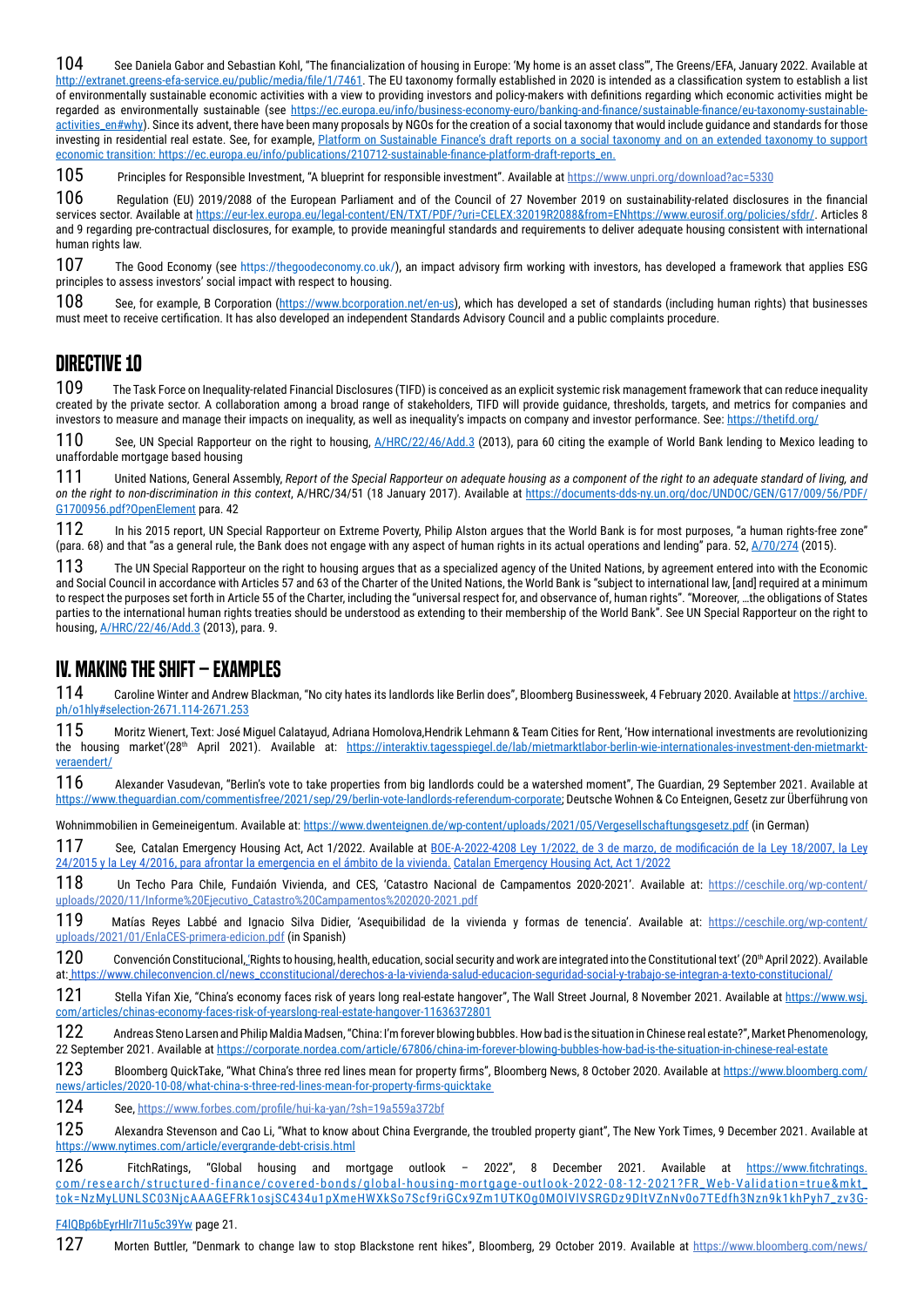104 See Daniela Gabor and Sebastian Kohl, "The financialization of housing in Europe: 'My home is an asset class'", The Greens/EFA, January 2022. Available at http://extranet.greens-efa-service.eu/public/media/file/1/7461. The EU taxonomy formally established in 2020 is intended as a classification system to establish a list of environmentally sustainable economic activities with a view to providing investors and policy-makers with definitions regarding which economic activities might be regarded as environmentally sustainable (see https://ec.europa.eu/info/business-economy-euro/banking-and-finance/sustainable-finance/eu-taxonomy-sustainable-activities_en#why). Since its advent, there have been many proposals by NGOs for the creation of a social taxonomy that would include guidance and standards for those investing in residential real estate. See, for example, Platform on Sustainable Finance's draft reports on a social taxonomy and on an extended taxonomy to support economic transition: https://ec.europa.eu/info/publications/210712-sustainable-finance-platform-draft-reports_en.

105 Principles for Responsible Investment, "A blueprint for responsible investment". Available at https://www.unpri.org/download?ac=5330

106 Regulation (EU) 2019/2088 of the European Parliament and of the Council of 27 November 2019 on sustainability-related disclosures in the financial services sector. Available at https://eur-lex.europa.eu/legal-content/EN/TXT/PDF/?uri=CELEX:32019R2088&from=ENhttps://www.eurosif.org/policies/sfdr/. Articles 8 and 9 regarding pre-contractual disclosures, for example, to provide meaningful standards and requirements to deliver adequate housing consistent with international human rights law.

107 The Good Economy (see https://thegoodeconomy.co.uk/), an impact advisory firm working with investors, has developed a framework that applies ESG principles to assess investors' social impact with respect to housing.

108 See, for example, B Corporation (https://www.bcorporation.net/en-us), which has developed a set of standards (including human rights) that businesses must meet to receive certification. It has also developed an independent Standards Advisory Council and a public complaints procedure.

## DIRECTIVE 10

109 The Task Force on Inequality-related Financial Disclosures (TIFD) is conceived as an explicit systemic risk management framework that can reduce inequality created by the private sector. A collaboration among a broad range of stakeholders, TIFD will provide guidance, thresholds, targets, and metrics for companies and investors to measure and manage their impacts on inequality, as well as inequality's impacts on company and investor performance. See: https://thetifd.org/

110 See, UN Special Rapporteur on the right to housing, A/HRC/22/46/Add.3 (2013), para 60 citing the example of World Bank lending to Mexico leading to unaffordable mortgage based housing

111 United Nations, General Assembly, *Report of the Special Rapporteur on adequate housing as a component of the right to an adequate standard of living, and on the right to non-discrimination in this context*, A/HRC/34/51 (18 January 2017). Available at https://documents-dds-ny.un.org/doc/UNDOC/GEN/G17/009/56/PDF/G1700956.pdf?OpenElement para. 42

112 In his 2015 report, UN Special Rapporteur on Extreme Poverty, Philip Alston argues that the World Bank is for most purposes, "a human rights-free zone" (para. 68) and that "as a general rule, the Bank does not engage with any aspect of human rights in its actual operations and lending" para. 52, A/70/274 (2015).

113 The UN Special Rapporteur on the right to housing argues that as a specialized agency of the United Nations, by agreement entered into with the Economic and Social Council in accordance with Articles 57 and 63 of the Charter of the United Nations, the World Bank is "subject to international law, [and] required at a minimum to respect the purposes set forth in Article 55 of the Charter, including the "universal respect for, and observance of, human rights". "Moreover, …the obligations of States parties to the international human rights treaties should be understood as extending to their membership of the World Bank". See UN Special Rapporteur on the right to housing, A/HRC/22/46/Add.3 (2013), para. 9.

## IV. MAKING THE SHIFT – EXAMPLES

114 Caroline Winter and Andrew Blackman, "No city hates its landlords like Berlin does", Bloomberg Businessweek, 4 February 2020. Available at https://archive.ph/o1hly#selection-2671.114-2671.253

115 Moritz Wienert, Text: José Miguel Calatayud, Adriana Homolova,Hendrik Lehmann & Team Cities for Rent, 'How international investments are revolutionizing the housing market'(28th April 2021). Available at: https://interaktiv.tagesspiegel.de/lab/mietmarktlabor-berlin-wie-internationales-investment-den-mietmarkt-veraendert/

116 Alexander Vasudevan, "Berlin's vote to take properties from big landlords could be a watershed moment", The Guardian, 29 September 2021. Available at https://www.theguardian.com/commentisfree/2021/sep/29/berlin-vote-landlords-referendum-corporate; Deutsche Wohnen & Co Enteignen, Gesetz zur Überführung von Wohnimmobilien in Gemeineigentum. Available at: https://www.dwenteignen.de/wp-content/uploads/2021/05/Vergesellschaftungsgesetz.pdf (in German)

117 See, Catalan Emergency Housing Act, Act 1/2022. Available at BOE-A-2022-4208 Ley 1/2022, de 3 de marzo, de modificación de la Ley 18/2007, la Ley 24/2015 y la Ley 4/2016, para afrontar la emergencia en el ámbito de la vivienda. Catalan Emergency Housing Act, Act 1/2022

118 Un Techo Para Chile, Fundaión Vivienda, and CES, 'Catastro Nacional de Campamentos 2020-2021'. Available at: https://ceschile.org/wp-content/uploads/2020/11/Informe%20Ejecutivo_Catastro%20Campamentos%202020-2021.pdf

119 Matías Reyes Labbé and Ignacio Silva Didier, 'Asequibilidad de la vivienda y formas de tenencia'. Available at: https://ceschile.org/wp-content/uploads/2021/01/EnlaCES-primera-edicion.pdf (in Spanish)

120 Convención Constitucional, 'Rights to housing, health, education, social security and work are integrated into the Constitutional text' (20th April 2022). Available at: https://www.chileconvencion.cl/news_cconstitucional/derechos-a-la-vivienda-salud-educacion-seguridad-social-y-trabajo-se-integran-a-texto-constitucional/

121 Stella Yifan Xie, "China's economy faces risk of years long real-estate hangover", The Wall Street Journal, 8 November 2021. Available at https://www.wsj.com/articles/chinas-economy-faces-risk-of-yearslong-real-estate-hangover-11636372801

122 Andreas Steno Larsen and Philip Maldia Madsen, "China: I'm forever blowing bubbles. How bad is the situation in Chinese real estate?", Market Phenomenology, 22 September 2021. Available at https://corporate.nordea.com/article/67806/china-im-forever-blowing-bubbles-how-bad-is-the-situation-in-chinese-real-estate

123 Bloomberg QuickTake, "What China's three red lines mean for property firms", Bloomberg News, 8 October 2020. Available at https://www.bloomberg.com/news/articles/2020-10-08/what-china-s-three-red-lines-mean-for-property-firms-quicktake

124 See, https://www.forbes.com/profile/hui-ka-yan/?sh=19a559a372bf

125 Alexandra Stevenson and Cao Li, "What to know about China Evergrande, the troubled property giant", The New York Times, 9 December 2021. Available at https://www.nytimes.com/article/evergrande-debt-crisis.html

126 FitchRatings, "Global housing and mortgage outlook – 2022", 8 December 2021. Available at https://www.fitchratings.com/research/structured-finance/covered-bonds/global-housing-mortgage-outlook-2022-08-12-2021?FR_Web-Validation=true&mkt_tok=NzMyLUNLSC03NjcAAAGEFRk1osjSC434u1pXmeHWXkSo7Scf9riGCx9Zm1UTKOg0MOlVlVSRGDz9DltVZnNv0o7TEdfh3Nzn9k1khPyh7_zv3G-F4lQBp6bEyrHlr7l1u5c39Yw page 21.

127 Morten Buttler, "Denmark to change law to stop Blackstone rent hikes", Bloomberg, 29 October 2019. Available at https://www.bloomberg.com/news/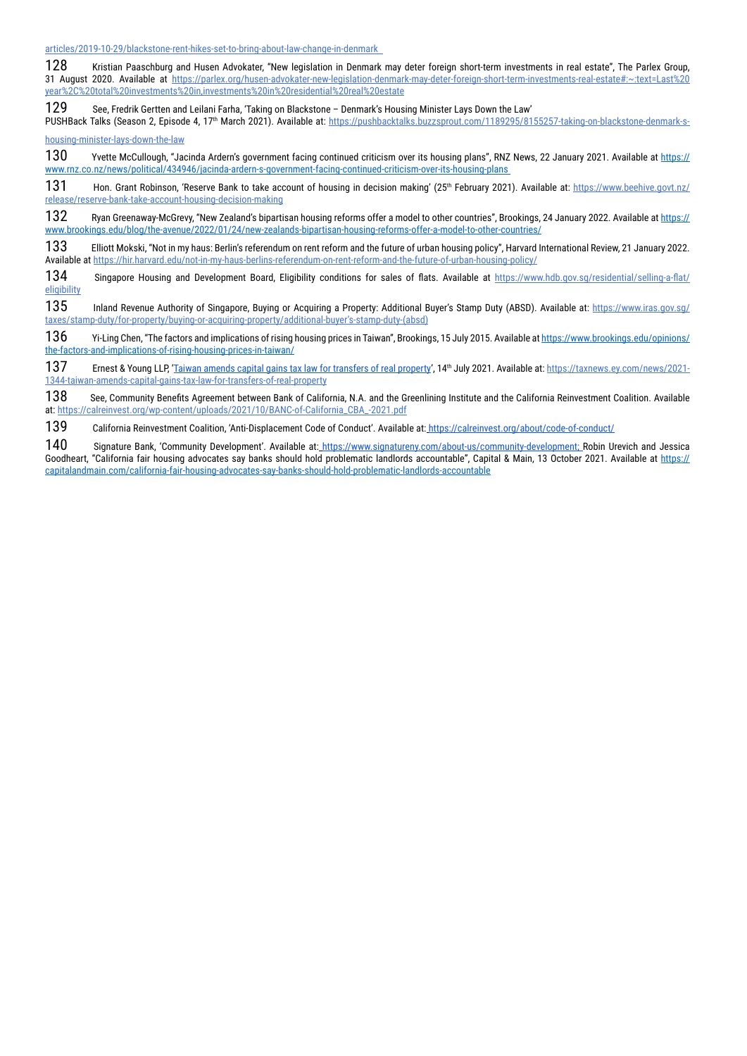articles/2019-10-29/blackstone-rent-hikes-set-to-bring-about-law-change-in-denmark

128 Kristian Paaschburg and Husen Advokater, "New legislation in Denmark may deter foreign short-term investments in real estate", The Parlex Group, 31 August 2020. Available at https://parlex.org/husen-advokater-new-legislation-denmark-may-deter-foreign-short-term-investments-real-estate#:~:text=Last%20year%2C%20total%20investments%20in,investments%20in%20residential%20real%20estate

129 See, Fredrik Gertten and Leilani Farha, 'Taking on Blackstone – Denmark's Housing Minister Lays Down the Law' PUSHBack Talks (Season 2, Episode 4, 17th March 2021). Available at: https://pushbacktalks.buzzsprout.com/1189295/8155257-taking-on-blackstone-denmark-s-housing-minister-lays-down-the-law

130 Yvette McCullough, "Jacinda Ardern's government facing continued criticism over its housing plans", RNZ News, 22 January 2021. Available at https://www.rnz.co.nz/news/political/434946/jacinda-ardern-s-government-facing-continued-criticism-over-its-housing-plans

131 Hon. Grant Robinson, 'Reserve Bank to take account of housing in decision making' (25th February 2021). Available at: https://www.beehive.govt.nz/release/reserve-bank-take-account-housing-decision-making

132 Ryan Greenaway-McGrevy, "New Zealand's bipartisan housing reforms offer a model to other countries", Brookings, 24 January 2022. Available at https://www.brookings.edu/blog/the-avenue/2022/01/24/new-zealands-bipartisan-housing-reforms-offer-a-model-to-other-countries/

133 Elliott Mokski, "Not in my haus: Berlin's referendum on rent reform and the future of urban housing policy", Harvard International Review, 21 January 2022. Available at https://hir.harvard.edu/not-in-my-haus-berlins-referendum-on-rent-reform-and-the-future-of-urban-housing-policy/

134 Singapore Housing and Development Board, Eligibility conditions for sales of flats. Available at https://www.hdb.gov.sg/residential/selling-a-flat/eligibility

135 Inland Revenue Authority of Singapore, Buying or Acquiring a Property: Additional Buyer's Stamp Duty (ABSD). Available at: https://www.iras.gov.sg/taxes/stamp-duty/for-property/buying-or-acquiring-property/additional-buyer's-stamp-duty-(absd)

136 Yi-Ling Chen, "The factors and implications of rising housing prices in Taiwan", Brookings, 15 July 2015. Available at https://www.brookings.edu/opinions/the-factors-and-implications-of-rising-housing-prices-in-taiwan/

137 Ernest & Young LLP, 'Taiwan amends capital gains tax law for transfers of real property', 14th July 2021. Available at: https://taxnews.ey.com/news/2021-1344-taiwan-amends-capital-gains-tax-law-for-transfers-of-real-property

138 See, Community Benefits Agreement between Bank of California, N.A. and the Greenlining Institute and the California Reinvestment Coalition. Available at: https://calreinvest.org/wp-content/uploads/2021/10/BANC-of-California_CBA_-2021.pdf

139 California Reinvestment Coalition, 'Anti-Displacement Code of Conduct'. Available at: https://calreinvest.org/about/code-of-conduct/

140 Signature Bank, 'Community Development'. Available at: https://www.signatureny.com/about-us/community-development; Robin Urevich and Jessica Goodheart, "California fair housing advocates say banks should hold problematic landlords accountable", Capital & Main, 13 October 2021. Available at https://capitalandmain.com/california-fair-housing-advocates-say-banks-should-hold-problematic-landlords-accountable